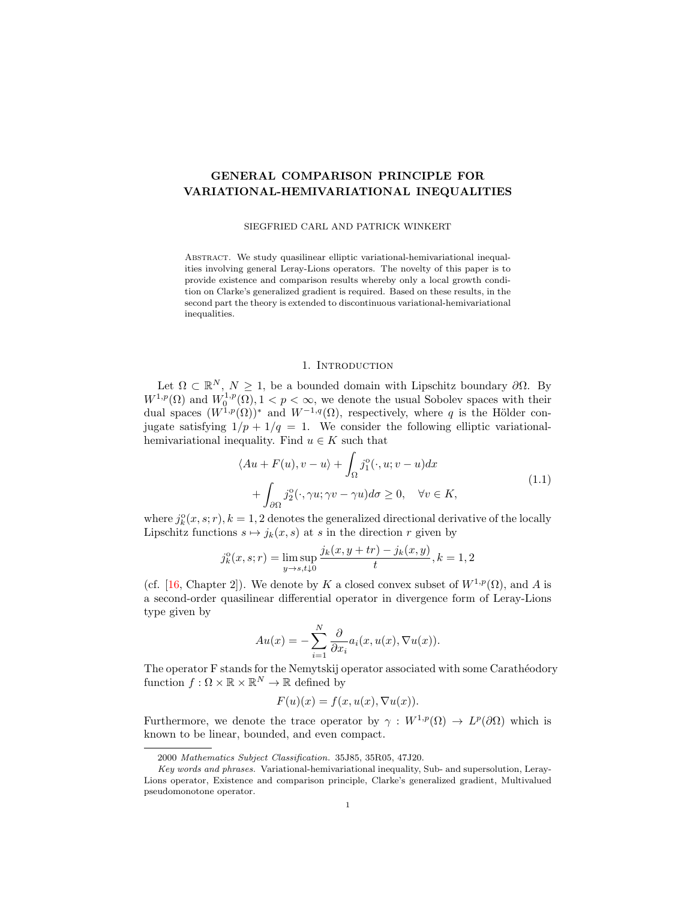# GENERAL COMPARISON PRINCIPLE FOR VARIATIONAL-HEMIVARIATIONAL INEQUALITIES

SIEGFRIED CARL AND PATRICK WINKERT

Abstract. We study quasilinear elliptic variational-hemivariational inequalities involving general Leray-Lions operators. The novelty of this paper is to provide existence and comparison results whereby only a local growth condition on Clarke's generalized gradient is required. Based on these results, in the second part the theory is extended to discontinuous variational-hemivariational inequalities.

## 1. Introduction

Let $\Omega \subset \mathbb{R}^N$, $N \geq 1$, be a bounded domain with Lipschitz boundary $\partial\Omega$. By $W^{1,p}(\Omega)$ and $W_0^{1,p}(\Omega), 1 < p < \infty$, we denote the usual Sobolev spaces with their dual spaces $(W^{1,p}(\Omega))^*$ and $W^{-1,q}(\Omega)$, respectively, where $q$ is the Hölder conjugate satisfying $1/p + 1/q = 1$. We consider the following elliptic variational-hemivariational inequality. Find $u \in K$ such that

$$
\begin{aligned}
\langle Au + F(u), v - u\rangle &+ \int_\Omega j_1^\circ(\cdot, u; v-u)dx \\
&+ \int_{\partial\Omega} j_2^\circ(\cdot, \gamma u; \gamma v - \gamma u)d\sigma \geq 0, \quad \forall v \in K,
\end{aligned}
\tag{1.1}
$$

where $j_k^\circ(x,s;r), k = 1,2$ denotes the generalized directional derivative of the locally Lipschitz functions $s \mapsto j_k(x,s)$ at $s$ in the direction $r$ given by

$$
j_k^\circ(x,s;r) = \limsup_{y\to s, t\downarrow 0} \frac{j_k(x,y+tr) - j_k(x,y)}{t}, k = 1,2
$$

(cf. [16, Chapter 2]). We denote by $K$ a closed convex subset of $W^{1,p}(\Omega)$, and $A$ is a second-order quasilinear differential operator in divergence form of Leray-Lions type given by

$$
Au(x) = -\sum_{i=1}^N \frac{\partial}{\partial x_i} a_i(x, u(x), \nabla u(x)).
$$

The operator F stands for the Nemytskij operator associated with some Carathéodory function $f : \Omega \times \mathbb{R} \times \mathbb{R}^N \to \mathbb{R}$ defined by

$$
F(u)(x) = f(x, u(x), \nabla u(x)).
$$

Furthermore, we denote the trace operator by $\gamma : W^{1,p}(\Omega) \to L^p(\partial\Omega)$ which is known to be linear, bounded, and even compact.

---

2000 *Mathematics Subject Classification.* 35J85, 35R05, 47J20.

*Key words and phrases.* Variational-hemivariational inequality, Sub- and supersolution, Leray-Lions operator, Existence and comparison principle, Clarke's generalized gradient, Multivalued pseudomonotone operator.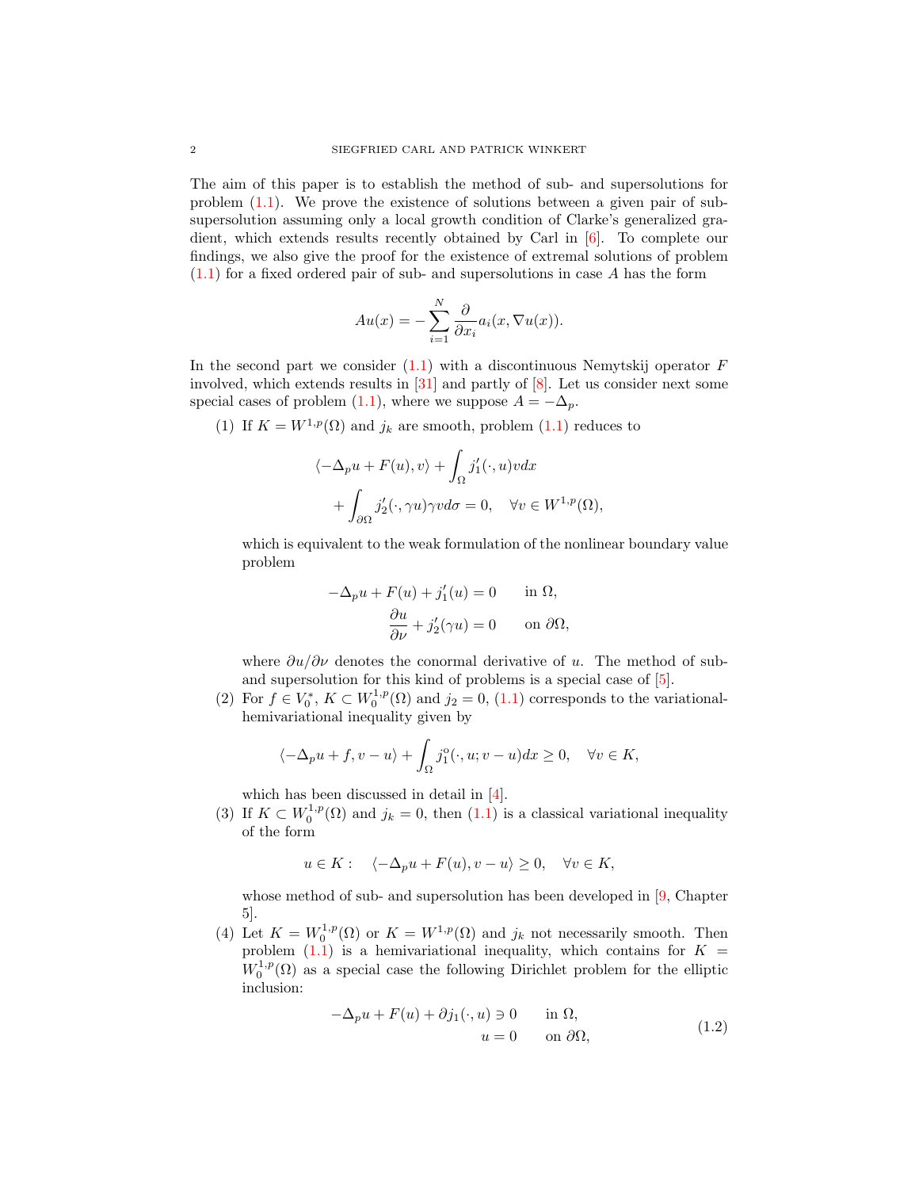The aim of this paper is to establish the method of sub- and supersolutions for problem (1.1). We prove the existence of solutions between a given pair of sub-supersolution assuming only a local growth condition of Clarke's generalized gradient, which extends results recently obtained by Carl in [6]. To complete our findings, we also give the proof for the existence of extremal solutions of problem (1.1) for a fixed ordered pair of sub- and supersolutions in case $A$ has the form

$$Au(x) = -\sum_{i=1}^{N} \frac{\partial}{\partial x_i} a_i(x, \nabla u(x)).$$

In the second part we consider (1.1) with a discontinuous Nemytskij operator $F$ involved, which extends results in [31] and partly of [8]. Let us consider next some special cases of problem (1.1), where we suppose $A = -\Delta_p$.

(1) If $K = W^{1,p}(\Omega)$ and $j_k$ are smooth, problem (1.1) reduces to

$$\begin{aligned}\langle -\Delta_p u + F(u), v\rangle &+ \int_\Omega j_1'(\cdot, u) v dx \\ &+ \int_{\partial\Omega} j_2'(\cdot, \gamma u)\gamma v d\sigma = 0, \quad \forall v \in W^{1,p}(\Omega),\end{aligned}$$

which is equivalent to the weak formulation of the nonlinear boundary value problem

$$\begin{aligned} -\Delta_p u + F(u) + j_1'(u) &= 0 \qquad \text{in } \Omega,\\ \frac{\partial u}{\partial \nu} + j_2'(\gamma u) &= 0 \qquad \text{on } \partial\Omega,\end{aligned}$$

where $\partial u/\partial \nu$ denotes the conormal derivative of $u$. The method of sub- and supersolution for this kind of problems is a special case of [5].

(2) For $f \in V_0^*$, $K \subset W_0^{1,p}(\Omega)$ and $j_2 = 0$, (1.1) corresponds to the variational-hemivariational inequality given by

$$\langle -\Delta_p u + f, v - u\rangle + \int_\Omega j_1^o(\cdot, u; v-u) dx \geq 0, \quad \forall v \in K,$$

which has been discussed in detail in [4].

(3) If $K \subset W_0^{1,p}(\Omega)$ and $j_k = 0$, then (1.1) is a classical variational inequality of the form

$$u \in K: \quad \langle -\Delta_p u + F(u), v - u\rangle \geq 0, \quad \forall v \in K,$$

whose method of sub- and supersolution has been developed in [9, Chapter 5].

(4) Let $K = W_0^{1,p}(\Omega)$ or $K = W^{1,p}(\Omega)$ and $j_k$ not necessarily smooth. Then problem (1.1) is a hemivariational inequality, which contains for $K = W_0^{1,p}(\Omega)$ as a special case the following Dirichlet problem for the elliptic inclusion:

$$\begin{aligned} -\Delta_p u + F(u) + \partial j_1(\cdot, u) &\ni 0 \qquad \text{in } \Omega,\\ u &= 0 \qquad \text{on } \partial\Omega,\end{aligned} \tag{1.2}$$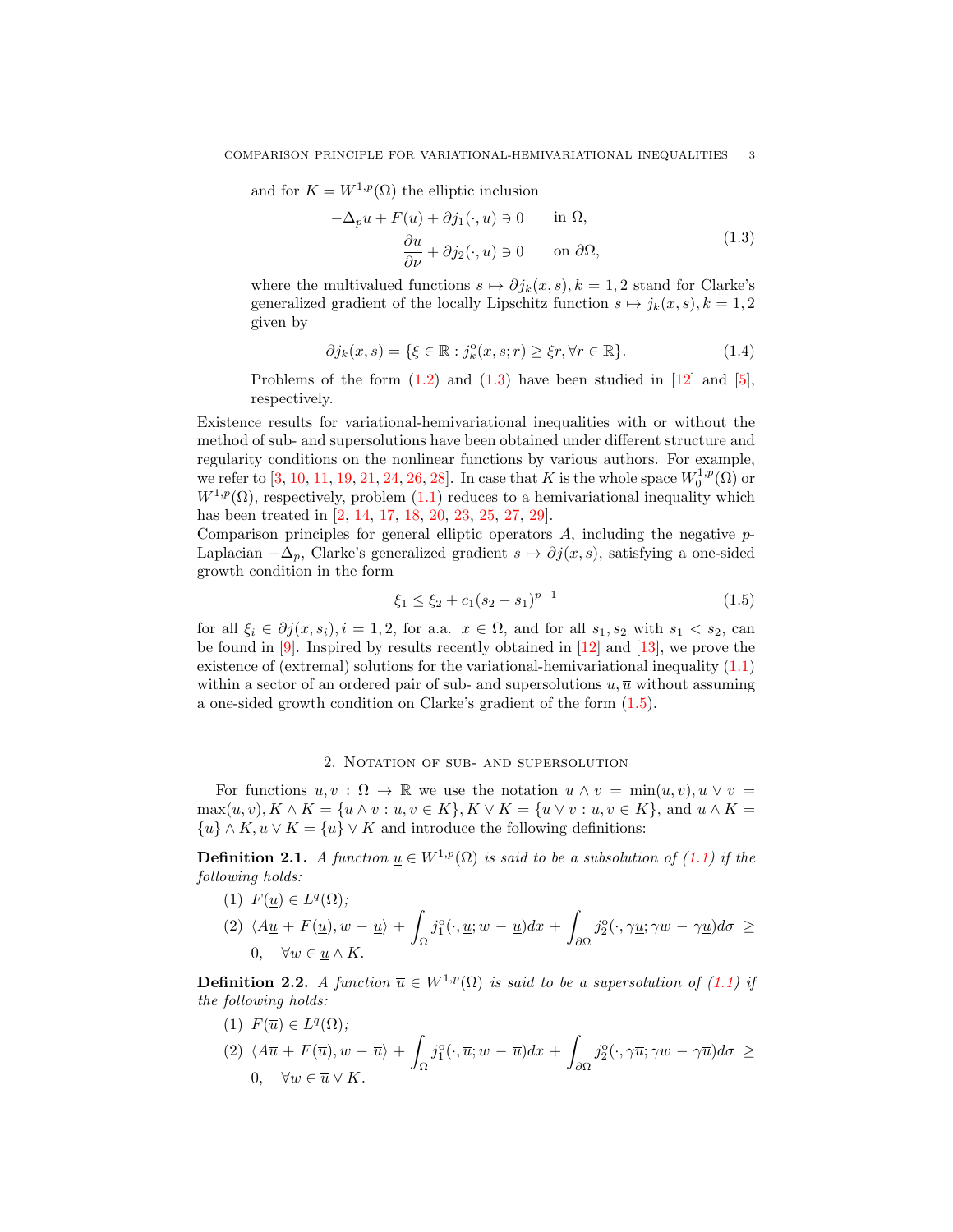and for $K = W^{1,p}(\Omega)$ the elliptic inclusion

$$
\begin{aligned}
-\Delta_p u + F(u) + \partial j_1(\cdot, u) &\ni 0 \qquad \text{in } \Omega,\\
\frac{\partial u}{\partial \nu} + \partial j_2(\cdot, u) &\ni 0 \qquad \text{on } \partial\Omega,
\end{aligned}
\tag{1.3}
$$

where the multivalued functions $s \mapsto \partial j_k(x, s), k = 1, 2$ stand for Clarke's generalized gradient of the locally Lipschitz function $s \mapsto j_k(x, s), k = 1, 2$ given by

$$
\partial j_k(x, s) = \{\xi \in \mathbb{R} : j_k^o(x, s; r) \geq \xi r, \forall r \in \mathbb{R}\}. \tag{1.4}
$$

Problems of the form (1.2) and (1.3) have been studied in [12] and [5], respectively.

Existence results for variational-hemivariational inequalities with or without the method of sub- and supersolutions have been obtained under different structure and regularity conditions on the nonlinear functions by various authors. For example, we refer to [3, 10, 11, 19, 21, 24, 26, 28]. In case that $K$ is the whole space $W_0^{1,p}(\Omega)$ or $W^{1,p}(\Omega)$, respectively, problem (1.1) reduces to a hemivariational inequality which has been treated in [2, 14, 17, 18, 20, 23, 25, 27, 29].

Comparison principles for general elliptic operators $A$, including the negative $p$-Laplacian $-\Delta_p$, Clarke's generalized gradient $s \mapsto \partial j(x, s)$, satisfying a one-sided growth condition in the form

$$
\xi_1 \leq \xi_2 + c_1(s_2 - s_1)^{p-1} \tag{1.5}
$$

for all $\xi_i \in \partial j(x, s_i), i = 1, 2$, for a.a. $x \in \Omega$, and for all $s_1, s_2$ with $s_1 < s_2$, can be found in [9]. Inspired by results recently obtained in [12] and [13], we prove the existence of (extremal) solutions for the variational-hemivariational inequality (1.1) within a sector of an ordered pair of sub- and supersolutions $\underline{u}, \overline{u}$ without assuming a one-sided growth condition on Clarke's gradient of the form (1.5).

## 2. Notation of sub- and supersolution

For functions $u, v : \Omega \to \mathbb{R}$ we use the notation $u \wedge v = \min(u, v), u \vee v = \max(u, v), K \wedge K = \{u \wedge v : u, v \in K\}, K \vee K = \{u \vee v : u, v \in K\}$, and $u \wedge K = \{u\} \wedge K, u \vee K = \{u\} \vee K$ and introduce the following definitions:

**Definition 2.1.** *A function $\underline{u} \in W^{1,p}(\Omega)$ is said to be a subsolution of (1.1) if the following holds:*

1. $F(\underline{u}) \in L^q(\Omega)$;
2. $\langle A\underline{u} + F(\underline{u}), w - \underline{u}\rangle + \int_\Omega j_1^o(\cdot, \underline{u}; w - \underline{u})dx + \int_{\partial\Omega} j_2^o(\cdot, \gamma\underline{u}; \gamma w - \gamma\underline{u})d\sigma \geq 0, \quad \forall w \in \underline{u} \wedge K.$

**Definition 2.2.** *A function $\overline{u} \in W^{1,p}(\Omega)$ is said to be a supersolution of (1.1) if the following holds:*

1. $F(\overline{u}) \in L^q(\Omega)$;
2. $\langle A\overline{u} + F(\overline{u}), w - \overline{u}\rangle + \int_\Omega j_1^o(\cdot, \overline{u}; w - \overline{u})dx + \int_{\partial\Omega} j_2^o(\cdot, \gamma\overline{u}; \gamma w - \gamma\overline{u})d\sigma \geq 0, \quad \forall w \in \overline{u} \vee K.$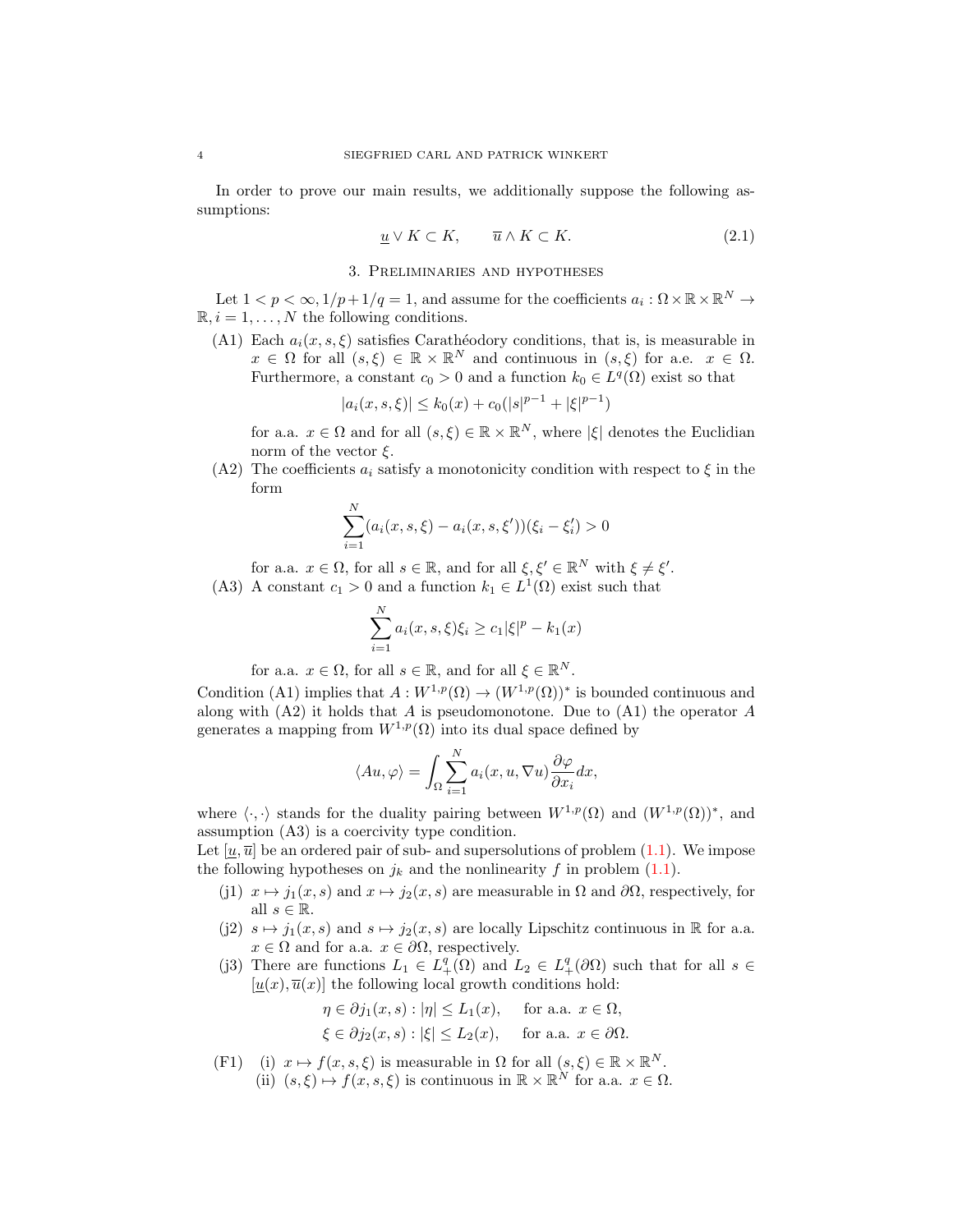In order to prove our main results, we additionally suppose the following assumptions:

$$\underline{u} \vee K \subset K, \qquad \overline{u} \wedge K \subset K. \tag{2.1}$$

## 3. Preliminaries and hypotheses

Let $1 < p < \infty, 1/p + 1/q = 1$, and assume for the coefficients $a_i : \Omega \times \mathbb{R} \times \mathbb{R}^N \to \mathbb{R}, i = 1, \dots, N$ the following conditions.

(A1) Each $a_i(x, s, \xi)$ satisfies Carathéodory conditions, that is, is measurable in $x \in \Omega$ for all $(s, \xi) \in \mathbb{R} \times \mathbb{R}^N$ and continuous in $(s, \xi)$ for a.e. $x \in \Omega$. Furthermore, a constant $c_0 > 0$ and a function $k_0 \in L^q(\Omega)$ exist so that

$$|a_i(x, s, \xi)| \le k_0(x) + c_0(|s|^{p-1} + |\xi|^{p-1})$$

for a.a. $x \in \Omega$ and for all $(s, \xi) \in \mathbb{R} \times \mathbb{R}^N$, where $|\xi|$ denotes the Euclidian norm of the vector $\xi$.

(A2) The coefficients $a_i$ satisfy a monotonicity condition with respect to $\xi$ in the form

$$\sum_{i=1}^{N} (a_i(x, s, \xi) - a_i(x, s, \xi'))(\xi_i - \xi_i') > 0$$

for a.a. $x \in \Omega$, for all $s \in \mathbb{R}$, and for all $\xi, \xi' \in \mathbb{R}^N$ with $\xi \neq \xi'$.

(A3) A constant $c_1 > 0$ and a function $k_1 \in L^1(\Omega)$ exist such that

$$\sum_{i=1}^{N} a_i(x, s, \xi)\xi_i \ge c_1|\xi|^p - k_1(x)$$

for a.a. $x \in \Omega$, for all $s \in \mathbb{R}$, and for all $\xi \in \mathbb{R}^N$.

Condition (A1) implies that $A : W^{1,p}(\Omega) \to (W^{1,p}(\Omega))^*$ is bounded continuous and along with (A2) it holds that $A$ is pseudomonotone. Due to (A1) the operator $A$ generates a mapping from $W^{1,p}(\Omega)$ into its dual space defined by

$$\langle Au, \varphi \rangle = \int_\Omega \sum_{i=1}^{N} a_i(x, u, \nabla u) \frac{\partial \varphi}{\partial x_i} dx,$$

where $\langle \cdot, \cdot \rangle$ stands for the duality pairing between $W^{1,p}(\Omega)$ and $(W^{1,p}(\Omega))^*$, and assumption (A3) is a coercivity type condition.

Let $[\underline{u}, \overline{u}]$ be an ordered pair of sub- and supersolutions of problem (1.1). We impose the following hypotheses on $j_k$ and the nonlinearity $f$ in problem (1.1).

(j1) $x \mapsto j_1(x, s)$ and $x \mapsto j_2(x, s)$ are measurable in $\Omega$ and $\partial\Omega$, respectively, for all $s \in \mathbb{R}$.

(j2) $s \mapsto j_1(x, s)$ and $s \mapsto j_2(x, s)$ are locally Lipschitz continuous in $\mathbb{R}$ for a.a. $x \in \Omega$ and for a.a. $x \in \partial\Omega$, respectively.

(j3) There are functions $L_1 \in L^q_+(\Omega)$ and $L_2 \in L^q_+(\partial\Omega)$ such that for all $s \in [\underline{u}(x), \overline{u}(x)]$ the following local growth conditions hold:

$$\eta \in \partial j_1(x, s) : |\eta| \le L_1(x), \quad \text{ for a.a. } x \in \Omega,$$
$$\xi \in \partial j_2(x, s) : |\xi| \le L_2(x), \quad \text{ for a.a. } x \in \partial\Omega.$$

(F1) (i) $x \mapsto f(x, s, \xi)$ is measurable in $\Omega$ for all $(s, \xi) \in \mathbb{R} \times \mathbb{R}^N$.
(ii) $(s, \xi) \mapsto f(x, s, \xi)$ is continuous in $\mathbb{R} \times \mathbb{R}^N$ for a.a. $x \in \Omega$.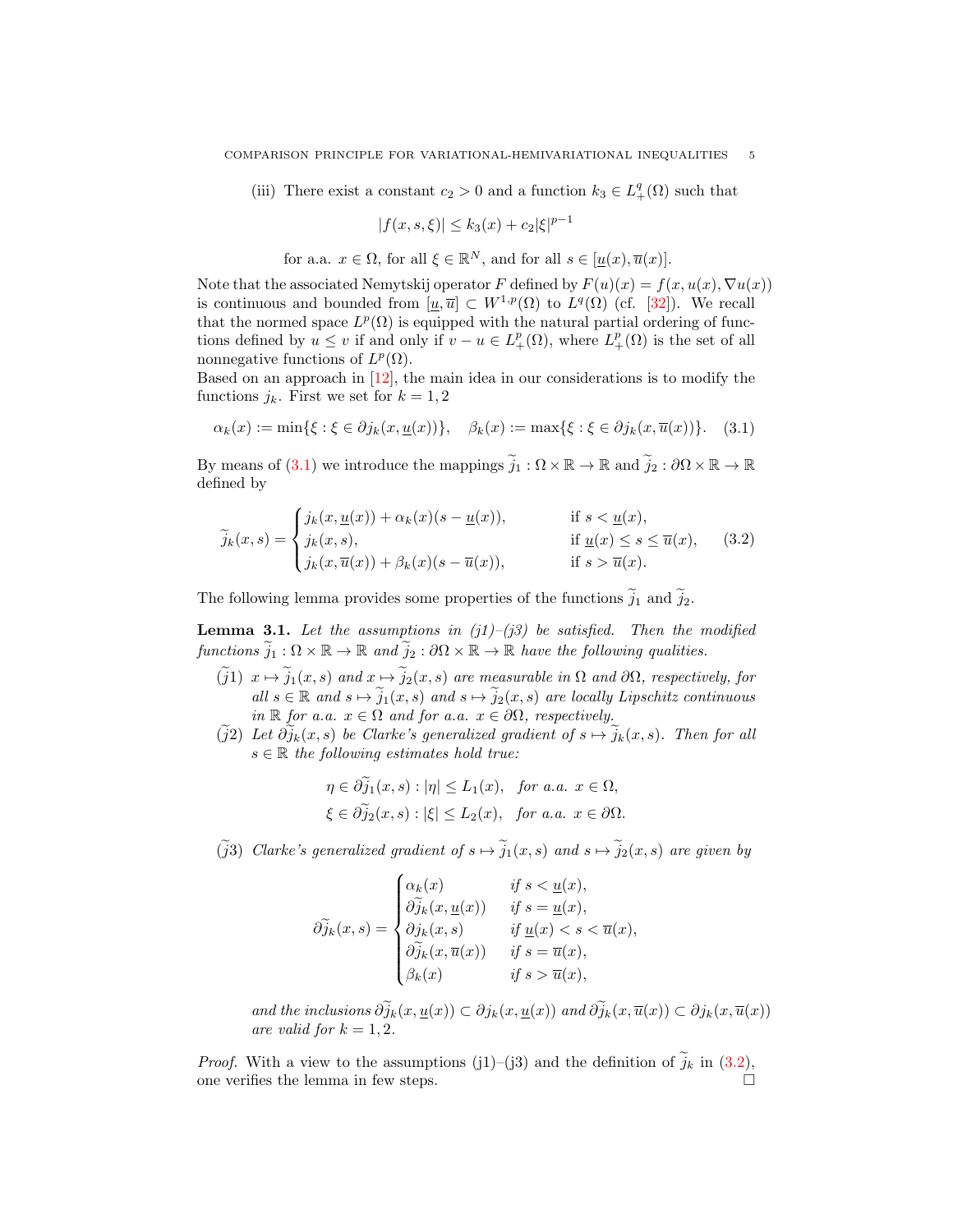(iii) There exist a constant $c_2 > 0$ and a function $k_3 \in L^q_+(\Omega)$ such that

$$|f(x, s, \xi)| \le k_3(x) + c_2 |\xi|^{p-1}$$

for a.a. $x \in \Omega$, for all $\xi \in \mathbb{R}^N$, and for all $s \in [\underline{u}(x), \overline{u}(x)]$.

Note that the associated Nemytskij operator $F$ defined by $F(u)(x) = f(x, u(x), \nabla u(x))$ is continuous and bounded from $[\underline{u}, \overline{u}] \subset W^{1,p}(\Omega)$ to $L^q(\Omega)$ (cf. [32]). We recall that the normed space $L^p(\Omega)$ is equipped with the natural partial ordering of functions defined by $u \le v$ if and only if $v - u \in L^p_+(\Omega)$, where $L^p_+(\Omega)$ is the set of all nonnegative functions of $L^p(\Omega)$.

Based on an approach in [12], the main idea in our considerations is to modify the functions $j_k$. First we set for $k = 1, 2$

$$\alpha_k(x) := \min\{\xi : \xi \in \partial j_k(x, \underline{u}(x))\}, \quad \beta_k(x) := \max\{\xi : \xi \in \partial j_k(x, \overline{u}(x))\}. \tag{3.1}$$

By means of (3.1) we introduce the mappings $\widetilde{j}_1 : \Omega \times \mathbb{R} \to \mathbb{R}$ and $\widetilde{j}_2 : \partial\Omega \times \mathbb{R} \to \mathbb{R}$ defined by

$$\widetilde{j}_k(x, s) = \begin{cases} j_k(x, \underline{u}(x)) + \alpha_k(x)(s - \underline{u}(x)), & \text{if } s < \underline{u}(x), \\ j_k(x, s), & \text{if } \underline{u}(x) \le s \le \overline{u}(x), \\ j_k(x, \overline{u}(x)) + \beta_k(x)(s - \overline{u}(x)), & \text{if } s > \overline{u}(x). \end{cases} \tag{3.2}$$

The following lemma provides some properties of the functions $\widetilde{j}_1$ and $\widetilde{j}_2$.

**Lemma 3.1.** *Let the assumptions in (j1)–(j3) be satisfied. Then the modified functions $\widetilde{j}_1 : \Omega \times \mathbb{R} \to \mathbb{R}$ and $\widetilde{j}_2 : \partial\Omega \times \mathbb{R} \to \mathbb{R}$ have the following qualities.*

($\widetilde{j}1$) *$x \mapsto \widetilde{j}_1(x, s)$ and $x \mapsto \widetilde{j}_2(x, s)$ are measurable in $\Omega$ and $\partial\Omega$, respectively, for all $s \in \mathbb{R}$ and $s \mapsto \widetilde{j}_1(x, s)$ and $s \mapsto \widetilde{j}_2(x, s)$ are locally Lipschitz continuous in $\mathbb{R}$ for a.a. $x \in \Omega$ and for a.a. $x \in \partial\Omega$, respectively.*

($\widetilde{j}2$) *Let $\partial\widetilde{j}_k(x, s)$ be Clarke's generalized gradient of $s \mapsto \widetilde{j}_k(x, s)$. Then for all $s \in \mathbb{R}$ the following estimates hold true:*

$$\eta \in \partial\widetilde{j}_1(x, s) : |\eta| \le L_1(x), \quad \text{for a.a. } x \in \Omega,$$
$$\xi \in \partial\widetilde{j}_2(x, s) : |\xi| \le L_2(x), \quad \text{for a.a. } x \in \partial\Omega.$$

($\widetilde{j}3$) *Clarke's generalized gradient of $s \mapsto \widetilde{j}_1(x, s)$ and $s \mapsto \widetilde{j}_2(x, s)$ are given by*

$$\partial\widetilde{j}_k(x, s) = \begin{cases} \alpha_k(x) & \text{if } s < \underline{u}(x), \\ \partial\widetilde{j}_k(x, \underline{u}(x)) & \text{if } s = \underline{u}(x), \\ \partial j_k(x, s) & \text{if } \underline{u}(x) < s < \overline{u}(x), \\ \partial\widetilde{j}_k(x, \overline{u}(x)) & \text{if } s = \overline{u}(x), \\ \beta_k(x) & \text{if } s > \overline{u}(x), \end{cases}$$

*and the inclusions $\partial\widetilde{j}_k(x, \underline{u}(x)) \subset \partial j_k(x, \underline{u}(x))$ and $\partial\widetilde{j}_k(x, \overline{u}(x)) \subset \partial j_k(x, \overline{u}(x))$ are valid for $k = 1, 2$.*

*Proof.* With a view to the assumptions (j1)–(j3) and the definition of $\widetilde{j}_k$ in (3.2), one verifies the lemma in few steps. □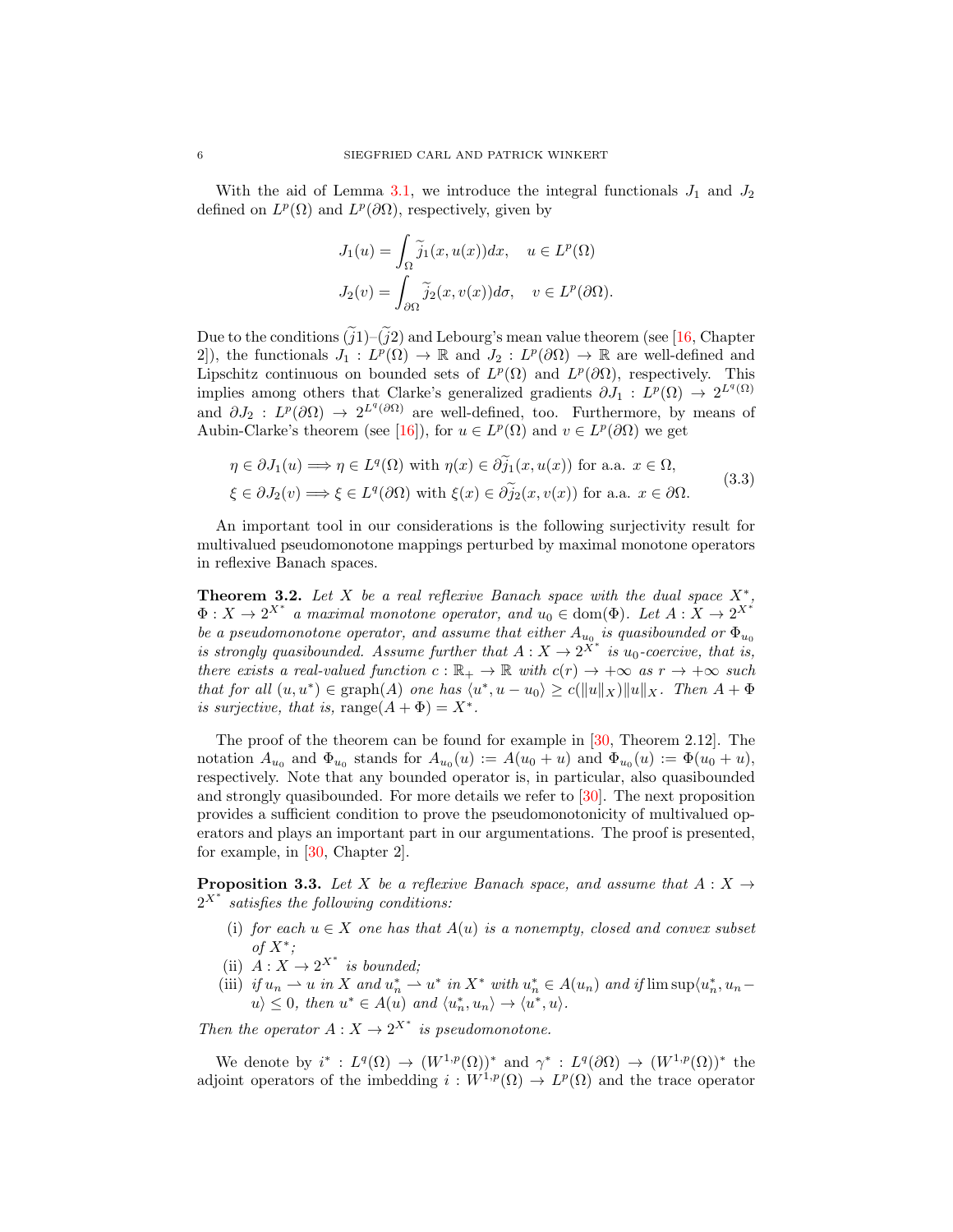With the aid of Lemma 3.1, we introduce the integral functionals $J_1$ and $J_2$ defined on $L^p(\Omega)$ and $L^p(\partial\Omega)$, respectively, given by

$$
\begin{aligned}
J_1(u) &= \int_\Omega \widetilde{j}_1(x, u(x))dx, \quad u \in L^p(\Omega) \\
J_2(v) &= \int_{\partial\Omega} \widetilde{j}_2(x, v(x))d\sigma, \quad v \in L^p(\partial\Omega).
\end{aligned}
$$

Due to the conditions ($\widetilde{j}1$)–($\widetilde{j}2$) and Lebourg's mean value theorem (see [16, Chapter 2]), the functionals $J_1 : L^p(\Omega) \to \mathbb{R}$ and $J_2 : L^p(\partial\Omega) \to \mathbb{R}$ are well-defined and Lipschitz continuous on bounded sets of $L^p(\Omega)$ and $L^p(\partial\Omega)$, respectively. This implies among others that Clarke's generalized gradients $\partial J_1 : L^p(\Omega) \to 2^{L^q(\Omega)}$ and $\partial J_2 : L^p(\partial\Omega) \to 2^{L^q(\partial\Omega)}$ are well-defined, too. Furthermore, by means of Aubin-Clarke's theorem (see [16]), for $u \in L^p(\Omega)$ and $v \in L^p(\partial\Omega)$ we get

$$
\begin{aligned}
&\eta \in \partial J_1(u) \Longrightarrow \eta \in L^q(\Omega) \text{ with } \eta(x) \in \partial\widetilde{j}_1(x, u(x)) \text{ for a.a. } x \in \Omega, \\
&\xi \in \partial J_2(v) \Longrightarrow \xi \in L^q(\partial\Omega) \text{ with } \xi(x) \in \partial\widetilde{j}_2(x, v(x)) \text{ for a.a. } x \in \partial\Omega.
\end{aligned}
\tag{3.3}
$$

An important tool in our considerations is the following surjectivity result for multivalued pseudomonotone mappings perturbed by maximal monotone operators in reflexive Banach spaces.

**Theorem 3.2.** *Let $X$ be a real reflexive Banach space with the dual space $X^*$, $\Phi : X \to 2^{X^*}$ a maximal monotone operator, and $u_0 \in \operatorname{dom}(\Phi)$. Let $A : X \to 2^{X^*}$ be a pseudomonotone operator, and assume that either $A_{u_0}$ is quasibounded or $\Phi_{u_0}$ is strongly quasibounded. Assume further that $A : X \to 2^{X^*}$ is $u_0$-coercive, that is, there exists a real-valued function $c : \mathbb{R}_+ \to \mathbb{R}$ with $c(r) \to +\infty$ as $r \to +\infty$ such that for all $(u, u^*) \in \operatorname{graph}(A)$ one has $\langle u^*, u - u_0\rangle \geq c(\|u\|_X)\|u\|_X$. Then $A + \Phi$ is surjective, that is, $\operatorname{range}(A + \Phi) = X^*$.*

The proof of the theorem can be found for example in [30, Theorem 2.12]. The notation $A_{u_0}$ and $\Phi_{u_0}$ stands for $A_{u_0}(u) := A(u_0 + u)$ and $\Phi_{u_0}(u) := \Phi(u_0 + u)$, respectively. Note that any bounded operator is, in particular, also quasibounded and strongly quasibounded. For more details we refer to [30]. The next proposition provides a sufficient condition to prove the pseudomonotonicity of multivalued operators and plays an important part in our argumentations. The proof is presented, for example, in [30, Chapter 2].

**Proposition 3.3.** *Let $X$ be a reflexive Banach space, and assume that $A : X \to 2^{X^*}$ satisfies the following conditions:*

(i) *for each $u \in X$ one has that $A(u)$ is a nonempty, closed and convex subset of $X^*$;*
(ii) *$A : X \to 2^{X^*}$ is bounded;*
(iii) *if $u_n \rightharpoonup u$ in $X$ and $u_n^* \rightharpoonup u^*$ in $X^*$ with $u_n^* \in A(u_n)$ and if $\limsup\langle u_n^*, u_n - u\rangle \leq 0$, then $u^* \in A(u)$ and $\langle u_n^*, u_n\rangle \to \langle u^*, u\rangle$.*

*Then the operator $A : X \to 2^{X^*}$ is pseudomonotone.*

We denote by $i^* : L^q(\Omega) \to (W^{1,p}(\Omega))^*$ and $\gamma^* : L^q(\partial\Omega) \to (W^{1,p}(\Omega))^*$ the adjoint operators of the imbedding $i : W^{1,p}(\Omega) \to L^p(\Omega)$ and the trace operator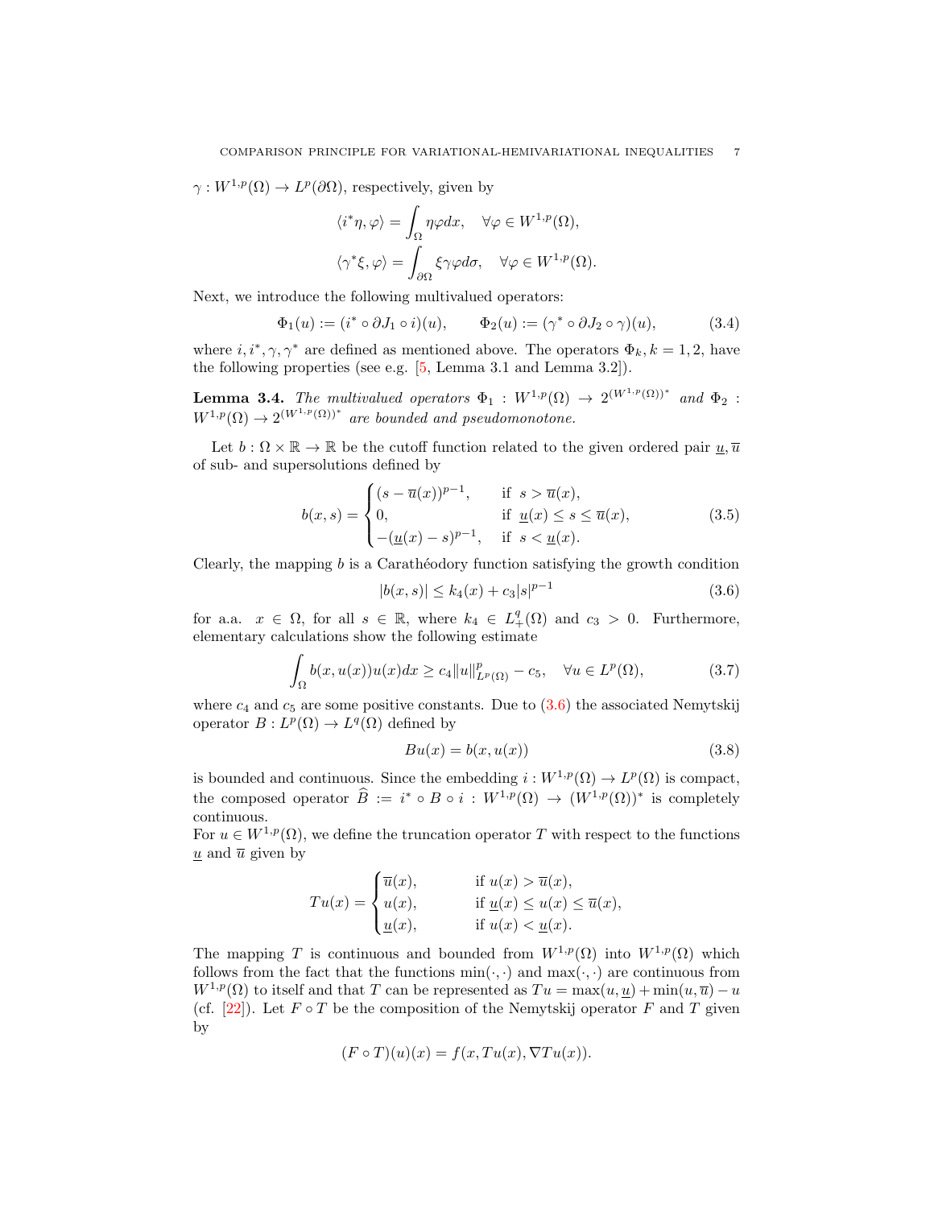$\gamma : W^{1,p}(\Omega) \to L^p(\partial\Omega)$, respectively, given by

$$\langle i^*\eta, \varphi\rangle = \int_\Omega \eta\varphi dx, \quad \forall \varphi \in W^{1,p}(\Omega),$$

$$\langle \gamma^*\xi, \varphi\rangle = \int_{\partial\Omega} \xi\gamma\varphi d\sigma, \quad \forall \varphi \in W^{1,p}(\Omega).$$

Next, we introduce the following multivalued operators:

$$\Phi_1(u) := (i^* \circ \partial J_1 \circ i)(u), \qquad \Phi_2(u) := (\gamma^* \circ \partial J_2 \circ \gamma)(u), \tag{3.4}$$

where $i, i^*, \gamma, \gamma^*$ are defined as mentioned above. The operators $\Phi_k, k = 1, 2$, have the following properties (see e.g. [5, Lemma 3.1 and Lemma 3.2]).

**Lemma 3.4.** *The multivalued operators $\Phi_1 : W^{1,p}(\Omega) \to 2^{(W^{1,p}(\Omega))^*}$ and $\Phi_2 : W^{1,p}(\Omega) \to 2^{(W^{1,p}(\Omega))^*}$ are bounded and pseudomonotone.*

Let $b : \Omega \times \mathbb{R} \to \mathbb{R}$ be the cutoff function related to the given ordered pair $\underline{u}, \overline{u}$ of sub- and supersolutions defined by

$$b(x, s) = \begin{cases} (s - \overline{u}(x))^{p-1}, & \text{if } s > \overline{u}(x), \\ 0, & \text{if } \underline{u}(x) \le s \le \overline{u}(x), \\ -(\underline{u}(x) - s)^{p-1}, & \text{if } s < \underline{u}(x). \end{cases} \tag{3.5}$$

Clearly, the mapping $b$ is a Carathéodory function satisfying the growth condition

$$|b(x, s)| \le k_4(x) + c_3|s|^{p-1} \tag{3.6}$$

for a.a. $x \in \Omega$, for all $s \in \mathbb{R}$, where $k_4 \in L^q_+(\Omega)$ and $c_3 > 0$. Furthermore, elementary calculations show the following estimate

$$\int_\Omega b(x, u(x))u(x)dx \ge c_4\|u\|^p_{L^p(\Omega)} - c_5, \quad \forall u \in L^p(\Omega), \tag{3.7}$$

where $c_4$ and $c_5$ are some positive constants. Due to (3.6) the associated Nemytskij operator $B : L^p(\Omega) \to L^q(\Omega)$ defined by

$$Bu(x) = b(x, u(x)) \tag{3.8}$$

is bounded and continuous. Since the embedding $i : W^{1,p}(\Omega) \to L^p(\Omega)$ is compact, the composed operator $\widehat{B} := i^* \circ B \circ i : W^{1,p}(\Omega) \to (W^{1,p}(\Omega))^*$ is completely continuous.

For $u \in W^{1,p}(\Omega)$, we define the truncation operator $T$ with respect to the functions $\underline{u}$ and $\overline{u}$ given by

$$Tu(x) = \begin{cases} \overline{u}(x), & \text{if } u(x) > \overline{u}(x), \\ u(x), & \text{if } \underline{u}(x) \le u(x) \le \overline{u}(x), \\ \underline{u}(x), & \text{if } u(x) < \underline{u}(x). \end{cases}$$

The mapping $T$ is continuous and bounded from $W^{1,p}(\Omega)$ into $W^{1,p}(\Omega)$ which follows from the fact that the functions $\min(\cdot, \cdot)$ and $\max(\cdot, \cdot)$ are continuous from $W^{1,p}(\Omega)$ to itself and that $T$ can be represented as $Tu = \max(u, \underline{u}) + \min(u, \overline{u}) - u$ (cf. [22]). Let $F \circ T$ be the composition of the Nemytskij operator $F$ and $T$ given by

$$(F \circ T)(u)(x) = f(x, Tu(x), \nabla Tu(x)).$$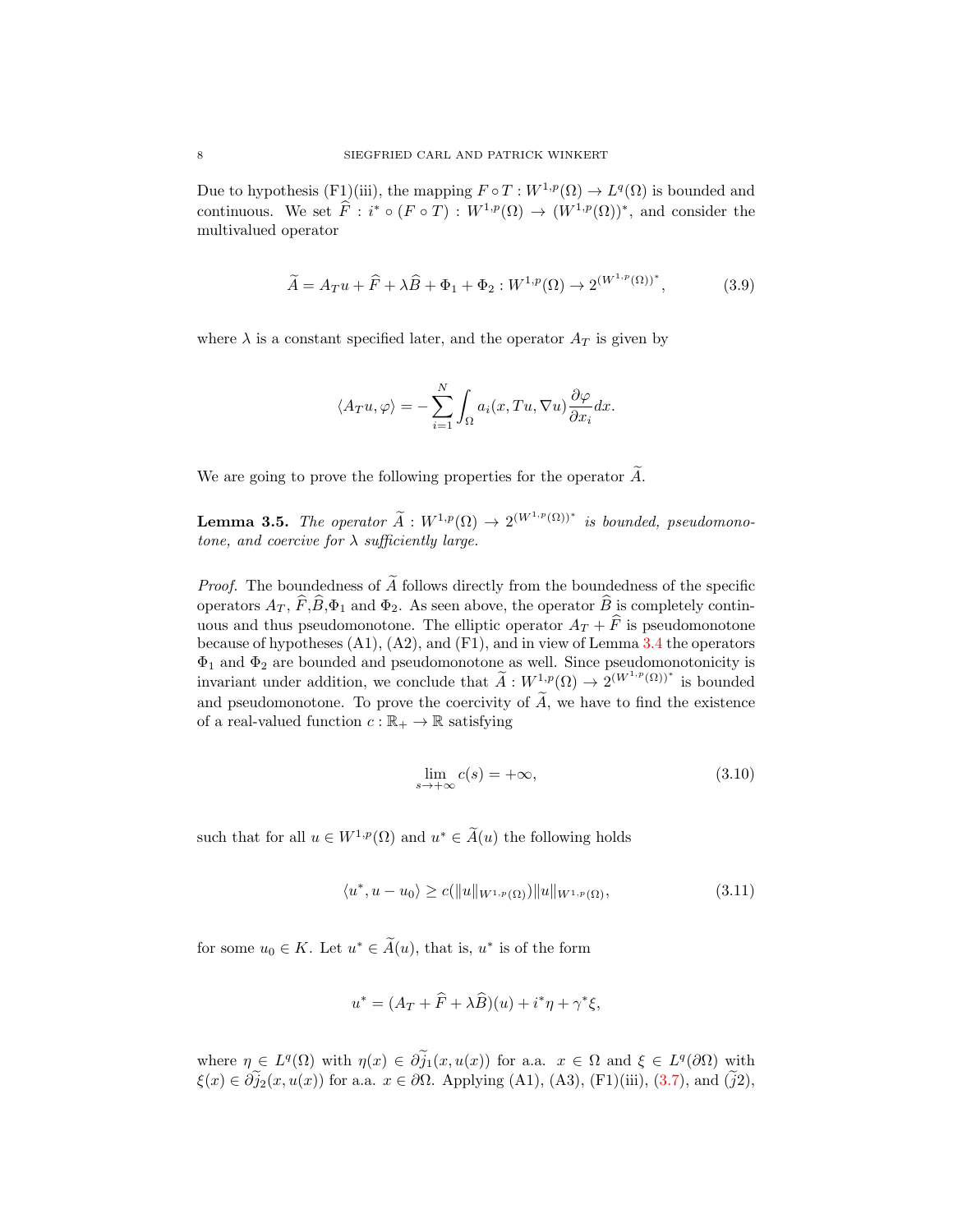Due to hypothesis (F1)(iii), the mapping $F \circ T : W^{1,p}(\Omega) \to L^q(\Omega)$ is bounded and continuous. We set $\widehat{F} : i^* \circ (F \circ T) : W^{1,p}(\Omega) \to (W^{1,p}(\Omega))^*$, and consider the multivalued operator

$$\widetilde{A} = A_T u + \widehat{F} + \lambda \widehat{B} + \Phi_1 + \Phi_2 : W^{1,p}(\Omega) \to 2^{(W^{1,p}(\Omega))^*}, \tag{3.9}$$

where $\lambda$ is a constant specified later, and the operator $A_T$ is given by

$$\langle A_T u, \varphi \rangle = -\sum_{i=1}^{N} \int_\Omega a_i(x, Tu, \nabla u) \frac{\partial \varphi}{\partial x_i} dx.$$

We are going to prove the following properties for the operator $\widetilde{A}$.

**Lemma 3.5.** *The operator $\widetilde{A} : W^{1,p}(\Omega) \to 2^{(W^{1,p}(\Omega))^*}$ is bounded, pseudomonotone, and coercive for $\lambda$ sufficiently large.*

*Proof.* The boundedness of $\widetilde{A}$ follows directly from the boundedness of the specific operators $A_T$, $\widehat{F}$,$\widehat{B}$,$\Phi_1$ and $\Phi_2$. As seen above, the operator $\widehat{B}$ is completely continuous and thus pseudomonotone. The elliptic operator $A_T + \widehat{F}$ is pseudomonotone because of hypotheses (A1), (A2), and (F1), and in view of Lemma 3.4 the operators $\Phi_1$ and $\Phi_2$ are bounded and pseudomonotone as well. Since pseudomonotonicity is invariant under addition, we conclude that $\widetilde{A} : W^{1,p}(\Omega) \to 2^{(W^{1,p}(\Omega))^*}$ is bounded and pseudomonotone. To prove the coercivity of $\widetilde{A}$, we have to find the existence of a real-valued function $c : \mathbb{R}_+ \to \mathbb{R}$ satisfying

$$\lim_{s \to +\infty} c(s) = +\infty, \tag{3.10}$$

such that for all $u \in W^{1,p}(\Omega)$ and $u^* \in \widetilde{A}(u)$ the following holds

$$\langle u^*, u - u_0 \rangle \geq c(\|u\|_{W^{1,p}(\Omega)}) \|u\|_{W^{1,p}(\Omega)}, \tag{3.11}$$

for some $u_0 \in K$. Let $u^* \in \widetilde{A}(u)$, that is, $u^*$ is of the form

$$u^* = (A_T + \widehat{F} + \lambda \widehat{B})(u) + i^* \eta + \gamma^* \xi,$$

where $\eta \in L^q(\Omega)$ with $\eta(x) \in \partial \widetilde{j}_1(x, u(x))$ for a.a. $x \in \Omega$ and $\xi \in L^q(\partial\Omega)$ with $\xi(x) \in \partial \widetilde{j}_2(x, u(x))$ for a.a. $x \in \partial\Omega$. Applying (A1), (A3), (F1)(iii), (3.7), and ($\widetilde{j}$2),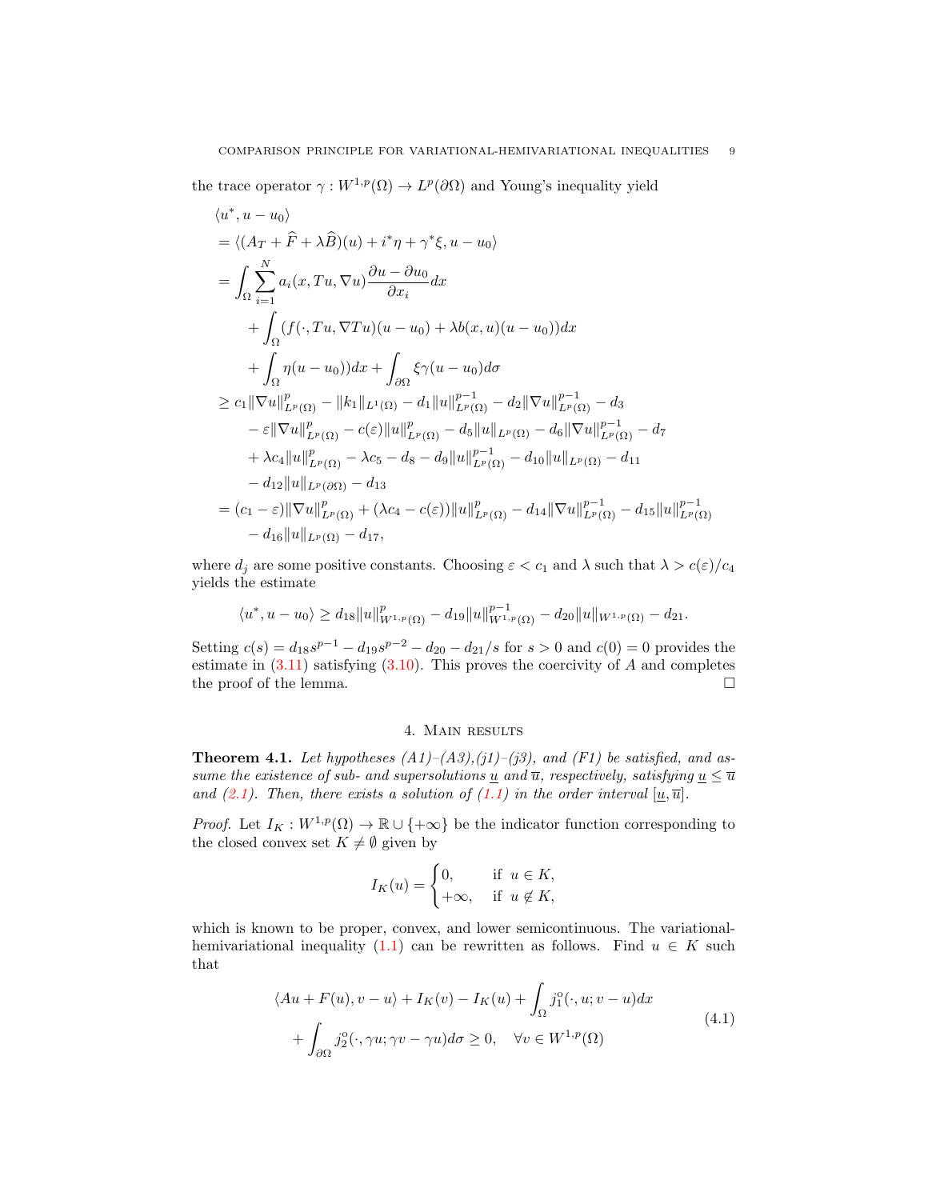the trace operator $\gamma : W^{1,p}(\Omega) \to L^p(\partial\Omega)$ and Young's inequality yield

$$
\begin{aligned}
&\langle u^*, u - u_0\rangle \\
&= \langle (A_T + \widehat{F} + \lambda \widehat{B})(u) + i^*\eta + \gamma^*\xi, u - u_0\rangle \\
&= \int_\Omega \sum_{i=1}^N a_i(x, Tu, \nabla u) \frac{\partial u - \partial u_0}{\partial x_i} dx \\
&\quad + \int_\Omega (f(\cdot, Tu, \nabla Tu)(u - u_0) + \lambda b(x, u)(u - u_0)) dx \\
&\quad + \int_\Omega \eta(u - u_0)) dx + \int_{\partial\Omega} \xi \gamma(u - u_0) d\sigma \\
&\geq c_1 \|\nabla u\|^p_{L^p(\Omega)} - \|k_1\|_{L^1(\Omega)} - d_1 \|u\|^{p-1}_{L^p(\Omega)} - d_2 \|\nabla u\|^{p-1}_{L^p(\Omega)} - d_3 \\
&\quad - \varepsilon \|\nabla u\|^p_{L^p(\Omega)} - c(\varepsilon)\|u\|^p_{L^p(\Omega)} - d_5 \|u\|_{L^p(\Omega)} - d_6 \|\nabla u\|^{p-1}_{L^p(\Omega)} - d_7 \\
&\quad + \lambda c_4 \|u\|^p_{L^p(\Omega)} - \lambda c_5 - d_8 - d_9 \|u\|^{p-1}_{L^p(\Omega)} - d_{10} \|u\|_{L^p(\Omega)} - d_{11} \\
&\quad - d_{12} \|u\|_{L^p(\partial\Omega)} - d_{13} \\
&= (c_1 - \varepsilon) \|\nabla u\|^p_{L^p(\Omega)} + (\lambda c_4 - c(\varepsilon)) \|u\|^p_{L^p(\Omega)} - d_{14} \|\nabla u\|^{p-1}_{L^p(\Omega)} - d_{15} \|u\|^{p-1}_{L^p(\Omega)} \\
&\quad - d_{16} \|u\|_{L^p(\Omega)} - d_{17},
\end{aligned}
$$

where $d_j$ are some positive constants. Choosing $\varepsilon < c_1$ and $\lambda$ such that $\lambda > c(\varepsilon)/c_4$ yields the estimate

$$
\langle u^*, u - u_0\rangle \geq d_{18} \|u\|^p_{W^{1,p}(\Omega)} - d_{19} \|u\|^{p-1}_{W^{1,p}(\Omega)} - d_{20} \|u\|_{W^{1,p}(\Omega)} - d_{21}.
$$

Setting $c(s) = d_{18}s^{p-1} - d_{19}s^{p-2} - d_{20} - d_{21}/s$ for $s > 0$ and $c(0) = 0$ provides the estimate in (3.11) satisfying (3.10). This proves the coercivity of $A$ and completes the proof of the lemma. $\square$

## 4. Main results

**Theorem 4.1.** *Let hypotheses (A1)–(A3),(j1)–(j3), and (F1) be satisfied, and assume the existence of sub- and supersolutions $\underline{u}$ and $\overline{u}$, respectively, satisfying $\underline{u} \leq \overline{u}$ and (2.1). Then, there exists a solution of (1.1) in the order interval $[\underline{u}, \overline{u}]$.*

*Proof.* Let $I_K : W^{1,p}(\Omega) \to \mathbb{R} \cup \{+\infty\}$ be the indicator function corresponding to the closed convex set $K \neq \emptyset$ given by

$$
I_K(u) = \begin{cases} 0, & \text{if } u \in K, \\ +\infty, & \text{if } u \notin K, \end{cases}
$$

which is known to be proper, convex, and lower semicontinuous. The variational-hemivariational inequality (1.1) can be rewritten as follows. Find $u \in K$ such that

$$
\begin{aligned}
&\langle Au + F(u), v - u\rangle + I_K(v) - I_K(u) + \int_\Omega j_1^o(\cdot, u; v - u) dx \\
&+ \int_{\partial\Omega} j_2^o(\cdot, \gamma u; \gamma v - \gamma u) d\sigma \geq 0, \quad \forall v \in W^{1,p}(\Omega)
\end{aligned} \tag{4.1}
$$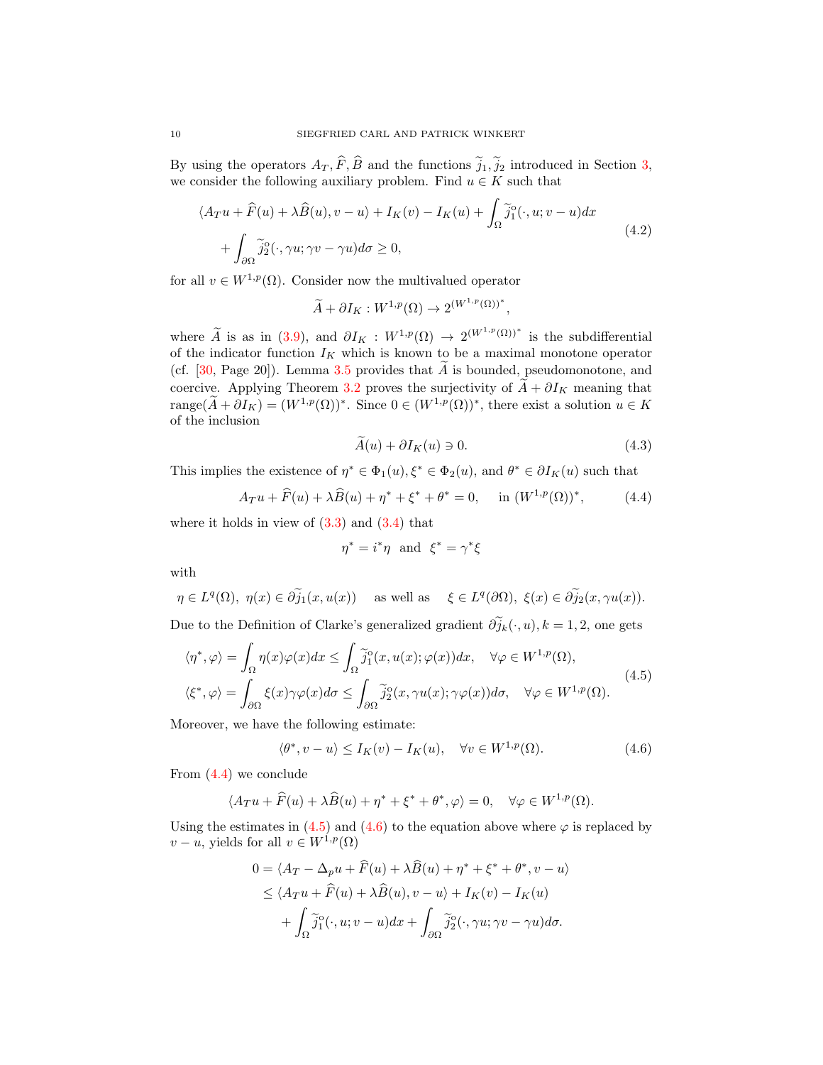By using the operators $A_T, \widehat{F}, \widehat{B}$ and the functions $\widetilde{j}_1, \widetilde{j}_2$ introduced in Section 3, we consider the following auxiliary problem. Find $u \in K$ such that

$$
\begin{aligned}
&\langle A_T u + \widehat{F}(u) + \lambda \widehat{B}(u), v - u\rangle + I_K(v) - I_K(u) + \int_\Omega \widetilde{j}_1^{\,o}(\cdot, u; v-u)dx \\
&\quad + \int_{\partial\Omega} \widetilde{j}_2^{\,o}(\cdot, \gamma u; \gamma v - \gamma u)d\sigma \geq 0,
\end{aligned}
\tag{4.2}
$$

for all $v \in W^{1,p}(\Omega)$. Consider now the multivalued operator

$$
\widetilde{A} + \partial I_K : W^{1,p}(\Omega) \to 2^{(W^{1,p}(\Omega))^*},
$$

where $\widetilde{A}$ is as in (3.9), and $\partial I_K : W^{1,p}(\Omega) \to 2^{(W^{1,p}(\Omega))^*}$ is the subdifferential of the indicator function $I_K$ which is known to be a maximal monotone operator (cf. [30, Page 20]). Lemma 3.5 provides that $\widetilde{A}$ is bounded, pseudomonotone, and coercive. Applying Theorem 3.2 proves the surjectivity of $\widetilde{A} + \partial I_K$ meaning that $\operatorname{range}(\widetilde{A} + \partial I_K) = (W^{1,p}(\Omega))^*$. Since $0 \in (W^{1,p}(\Omega))^*$, there exist a solution $u \in K$ of the inclusion

$$
\widetilde{A}(u) + \partial I_K(u) \ni 0. \tag{4.3}
$$

This implies the existence of $\eta^* \in \Phi_1(u), \xi^* \in \Phi_2(u)$, and $\theta^* \in \partial I_K(u)$ such that

$$
A_T u + \widehat{F}(u) + \lambda \widehat{B}(u) + \eta^* + \xi^* + \theta^* = 0, \quad \text{ in } (W^{1,p}(\Omega))^*, \tag{4.4}
$$

where it holds in view of (3.3) and (3.4) that

$$
\eta^* = i^*\eta \ \text{ and } \ \xi^* = \gamma^*\xi
$$

with

$$
\eta \in L^q(\Omega),\ \eta(x) \in \partial \widetilde{j}_1(x, u(x)) \quad \text{ as well as } \quad \xi \in L^q(\partial\Omega),\ \xi(x) \in \partial \widetilde{j}_2(x, \gamma u(x)).
$$

Due to the Definition of Clarke's generalized gradient $\partial \widetilde{j}_k(\cdot, u), k = 1, 2$, one gets

$$
\begin{aligned}
\langle \eta^*, \varphi\rangle &= \int_\Omega \eta(x)\varphi(x)dx \leq \int_\Omega \widetilde{j}_1^{\,o}(x, u(x); \varphi(x))dx, \quad \forall \varphi \in W^{1,p}(\Omega), \\
\langle \xi^*, \varphi\rangle &= \int_{\partial\Omega} \xi(x)\gamma\varphi(x)d\sigma \leq \int_{\partial\Omega} \widetilde{j}_2^{\,o}(x, \gamma u(x); \gamma\varphi(x))d\sigma, \quad \forall \varphi \in W^{1,p}(\Omega).
\end{aligned}
\tag{4.5}
$$

Moreover, we have the following estimate:

$$
\langle \theta^*, v - u\rangle \leq I_K(v) - I_K(u), \quad \forall v \in W^{1,p}(\Omega). \tag{4.6}
$$

From (4.4) we conclude

$$
\langle A_T u + \widehat{F}(u) + \lambda \widehat{B}(u) + \eta^* + \xi^* + \theta^*, \varphi\rangle = 0, \quad \forall \varphi \in W^{1,p}(\Omega).
$$

Using the estimates in (4.5) and (4.6) to the equation above where $\varphi$ is replaced by $v - u$, yields for all $v \in W^{1,p}(\Omega)$

$$
\begin{aligned}
0 &= \langle A_T - \Delta_p u + \widehat{F}(u) + \lambda \widehat{B}(u) + \eta^* + \xi^* + \theta^*, v - u\rangle \\
&\leq \langle A_T u + \widehat{F}(u) + \lambda \widehat{B}(u), v - u\rangle + I_K(v) - I_K(u) \\
&\quad + \int_\Omega \widetilde{j}_1^{\,o}(\cdot, u; v-u)dx + \int_{\partial\Omega} \widetilde{j}_2^{\,o}(\cdot, \gamma u; \gamma v - \gamma u)d\sigma.
\end{aligned}
$$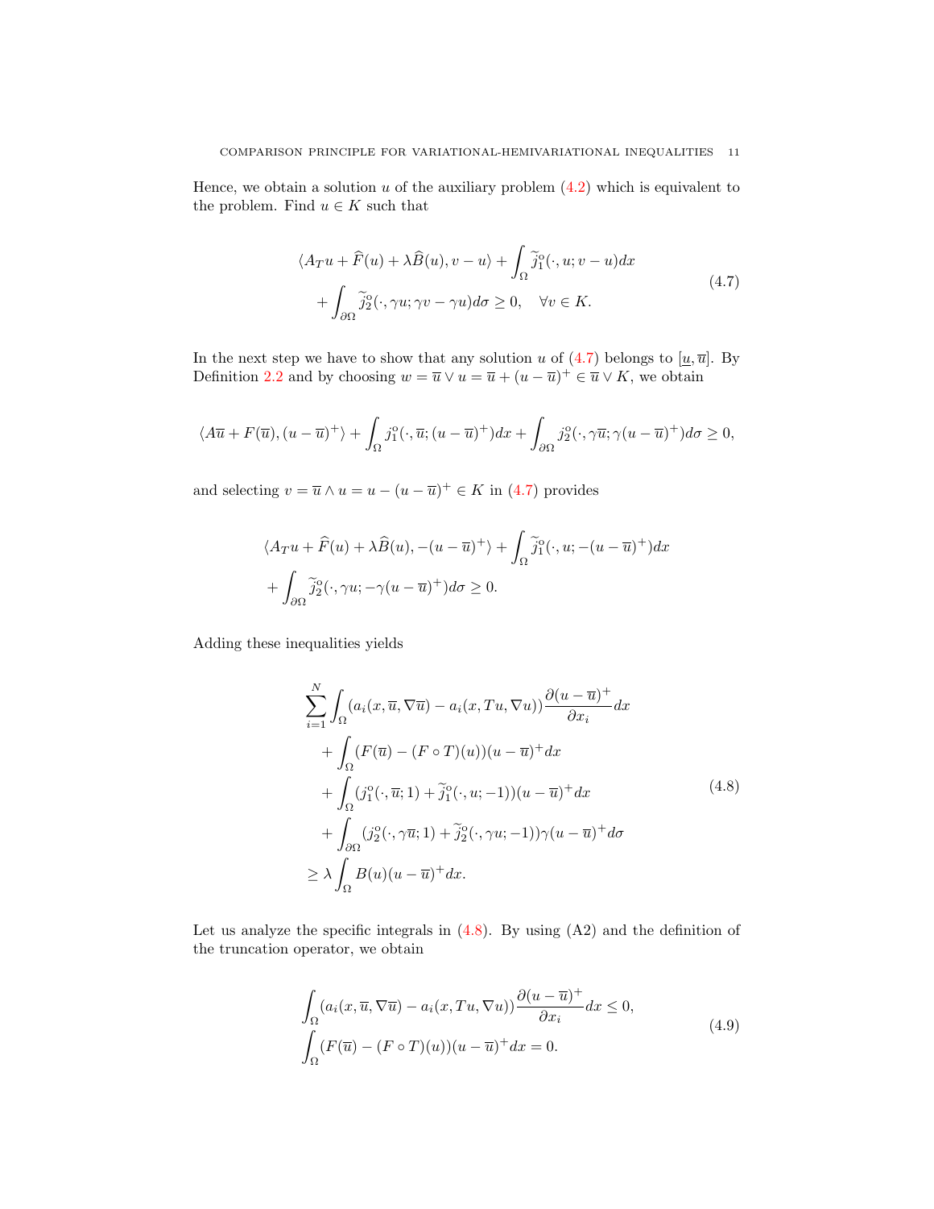Hence, we obtain a solution $u$ of the auxiliary problem (4.2) which is equivalent to the problem. Find $u \in K$ such that

$$
\begin{aligned}
&\langle A_T u + \widehat{F}(u) + \lambda \widehat{B}(u), v - u\rangle + \int_\Omega \widetilde{j}_1^o(\cdot, u; v-u)dx \\
&\quad + \int_{\partial\Omega} \widetilde{j}_2^o(\cdot, \gamma u; \gamma v - \gamma u)d\sigma \geq 0, \quad \forall v \in K.
\end{aligned}
\tag{4.7}
$$

In the next step we have to show that any solution $u$ of (4.7) belongs to $[\underline{u}, \overline{u}]$. By Definition 2.2 and by choosing $w = \overline{u} \vee u = \overline{u} + (u - \overline{u})^+ \in \overline{u} \vee K$, we obtain

$$
\langle A\overline{u} + F(\overline{u}), (u-\overline{u})^+\rangle + \int_\Omega j_1^o(\cdot, \overline{u}; (u-\overline{u})^+)dx + \int_{\partial\Omega} j_2^o(\cdot, \gamma\overline{u}; \gamma(u-\overline{u})^+)d\sigma \geq 0,
$$

and selecting $v = \overline{u} \wedge u = u - (u-\overline{u})^+ \in K$ in (4.7) provides

$$
\begin{aligned}
&\langle A_T u + \widehat{F}(u) + \lambda \widehat{B}(u), -(u-\overline{u})^+\rangle + \int_\Omega \widetilde{j}_1^o(\cdot, u; -(u-\overline{u})^+)dx \\
&+ \int_{\partial\Omega} \widetilde{j}_2^o(\cdot, \gamma u; -\gamma(u-\overline{u})^+)d\sigma \geq 0.
\end{aligned}
$$

Adding these inequalities yields

$$
\begin{aligned}
&\sum_{i=1}^N \int_\Omega (a_i(x, \overline{u}, \nabla\overline{u}) - a_i(x, Tu, \nabla u))\frac{\partial (u-\overline{u})^+}{\partial x_i}dx \\
&\quad + \int_\Omega (F(\overline{u}) - (F \circ T)(u))(u-\overline{u})^+dx \\
&\quad + \int_\Omega (j_1^o(\cdot, \overline{u}; 1) + \widetilde{j}_1^o(\cdot, u; -1))(u-\overline{u})^+dx \\
&\quad + \int_{\partial\Omega} (j_2^o(\cdot, \gamma\overline{u}; 1) + \widetilde{j}_2^o(\cdot, \gamma u; -1))\gamma(u-\overline{u})^+d\sigma \\
&\geq \lambda \int_\Omega B(u)(u-\overline{u})^+dx.
\end{aligned}
\tag{4.8}
$$

Let us analyze the specific integrals in (4.8). By using (A2) and the definition of the truncation operator, we obtain

$$
\begin{aligned}
&\int_\Omega (a_i(x, \overline{u}, \nabla\overline{u}) - a_i(x, Tu, \nabla u))\frac{\partial (u-\overline{u})^+}{\partial x_i}dx \leq 0, \\
&\int_\Omega (F(\overline{u}) - (F \circ T)(u))(u-\overline{u})^+dx = 0.
\end{aligned}
\tag{4.9}
$$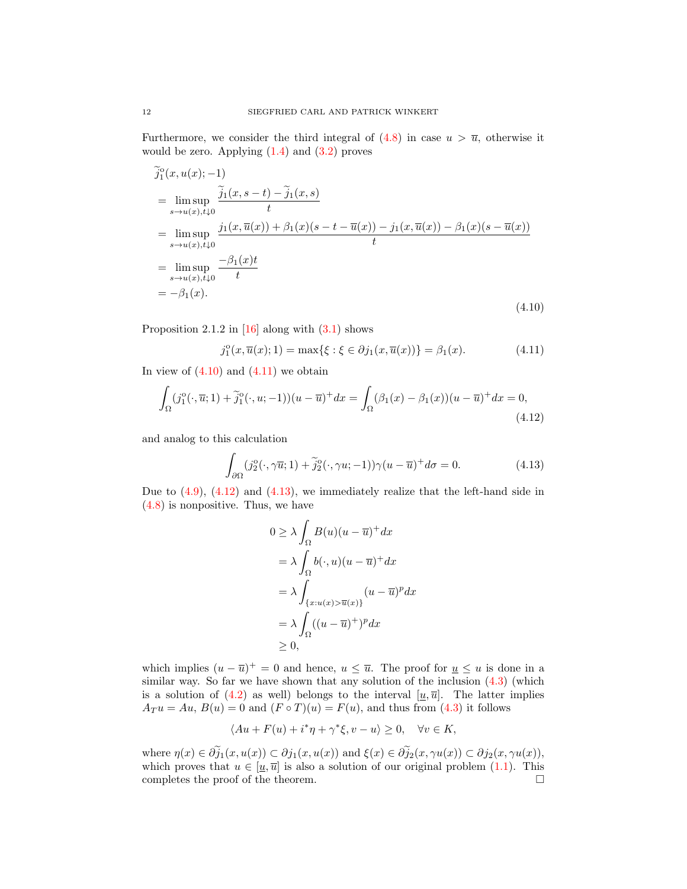Furthermore, we consider the third integral of (4.8) in case $u > \overline{u}$, otherwise it would be zero. Applying (1.4) and (3.2) proves

$$
\begin{aligned}
&\widetilde{j}_1^{\mathrm{o}}(x, u(x); -1) \\
&= \limsup_{s \to u(x), t \downarrow 0} \frac{\widetilde{j}_1(x, s-t) - \widetilde{j}_1(x, s)}{t} \\
&= \limsup_{s \to u(x), t \downarrow 0} \frac{j_1(x, \overline{u}(x)) + \beta_1(x)(s - t - \overline{u}(x)) - j_1(x, \overline{u}(x)) - \beta_1(x)(s - \overline{u}(x))}{t} \\
&= \limsup_{s \to u(x), t \downarrow 0} \frac{-\beta_1(x) t}{t} \\
&= -\beta_1(x).
\end{aligned}
\tag{4.10}
$$

Proposition 2.1.2 in [16] along with (3.1) shows

$$
j_1^{\mathrm{o}}(x, \overline{u}(x); 1) = \max\{\xi : \xi \in \partial j_1(x, \overline{u}(x))\} = \beta_1(x). \tag{4.11}
$$

In view of (4.10) and (4.11) we obtain

$$
\int_\Omega (j_1^{\mathrm{o}}(\cdot, \overline{u}; 1) + \widetilde{j}_1^{\mathrm{o}}(\cdot, u; -1))(u - \overline{u})^+ dx = \int_\Omega (\beta_1(x) - \beta_1(x))(u - \overline{u})^+ dx = 0, \tag{4.12}
$$

and analog to this calculation

$$
\int_{\partial\Omega} (j_2^{\mathrm{o}}(\cdot, \gamma\overline{u}; 1) + \widetilde{j}_2^{\mathrm{o}}(\cdot, \gamma u; -1))\gamma(u - \overline{u})^+ d\sigma = 0. \tag{4.13}
$$

Due to (4.9), (4.12) and (4.13), we immediately realize that the left-hand side in (4.8) is nonpositive. Thus, we have

$$
\begin{aligned}
0 &\geq \lambda \int_\Omega B(u)(u - \overline{u})^+ dx \\
&= \lambda \int_\Omega b(\cdot, u)(u - \overline{u})^+ dx \\
&= \lambda \int_{\{x : u(x) > \overline{u}(x)\}} (u - \overline{u})^p dx \\
&= \lambda \int_\Omega ((u - \overline{u})^+)^p dx \\
&\geq 0,
\end{aligned}
$$

which implies $(u - \overline{u})^+ = 0$ and hence, $u \leq \overline{u}$. The proof for $\underline{u} \leq u$ is done in a similar way. So far we have shown that any solution of the inclusion (4.3) (which is a solution of (4.2) as well) belongs to the interval $[\underline{u}, \overline{u}]$. The latter implies $A_T u = Au$, $B(u) = 0$ and $(F \circ T)(u) = F(u)$, and thus from (4.3) it follows

$$
\langle Au + F(u) + i^*\eta + \gamma^*\xi, v - u \rangle \geq 0, \quad \forall v \in K,
$$

where $\eta(x) \in \partial\widetilde{j}_1(x, u(x)) \subset \partial j_1(x, u(x))$ and $\xi(x) \in \partial\widetilde{j}_2(x, \gamma u(x)) \subset \partial j_2(x, \gamma u(x))$, which proves that $u \in [\underline{u}, \overline{u}]$ is also a solution of our original problem (1.1). This completes the proof of the theorem. □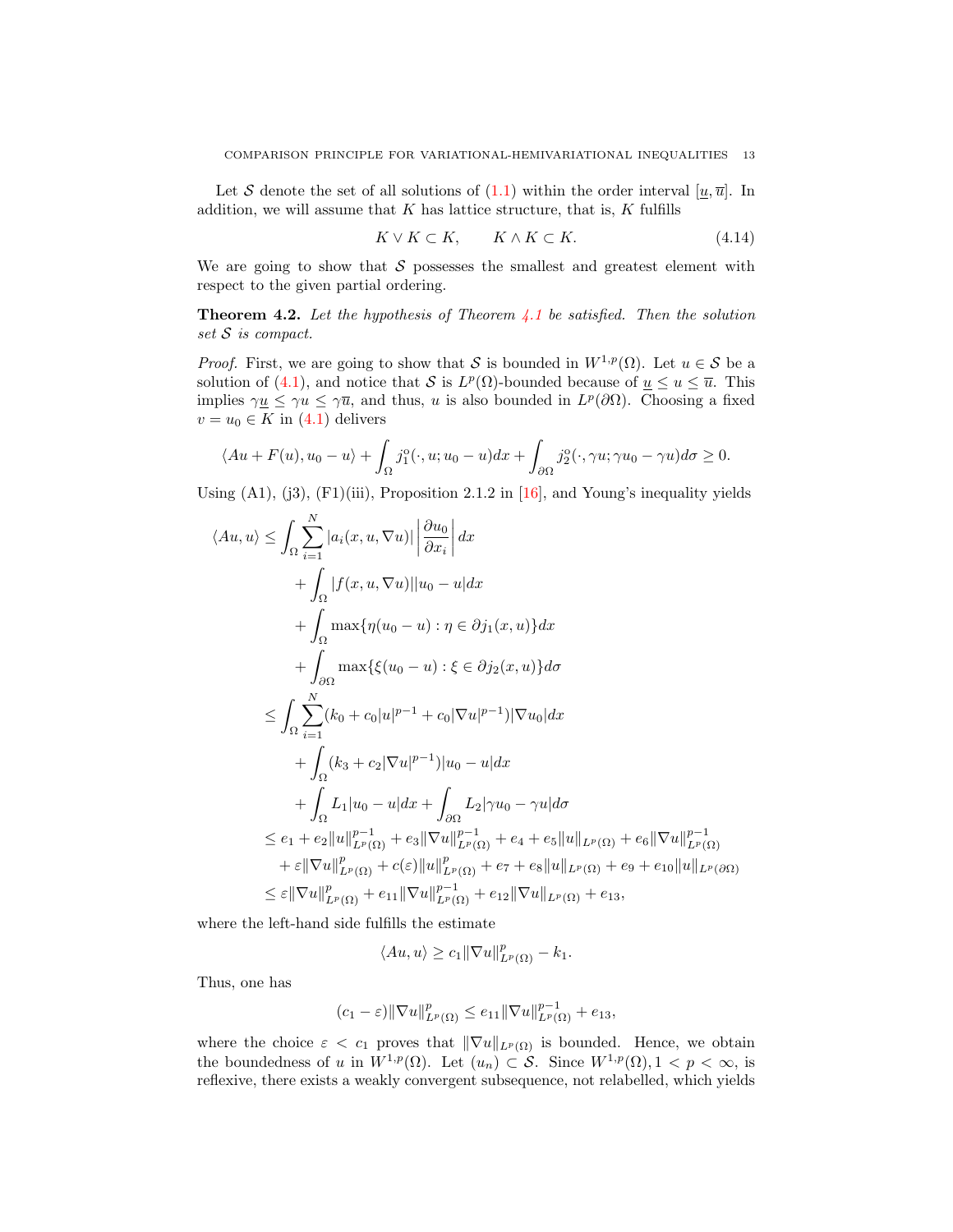Let $\mathcal{S}$ denote the set of all solutions of (1.1) within the order interval $[\underline{u}, \overline{u}]$. In addition, we will assume that $K$ has lattice structure, that is, $K$ fulfills

$$K \vee K \subset K, \qquad K \wedge K \subset K. \tag{4.14}$$

We are going to show that $\mathcal{S}$ possesses the smallest and greatest element with respect to the given partial ordering.

**Theorem 4.2.** *Let the hypothesis of Theorem 4.1 be satisfied. Then the solution set $\mathcal{S}$ is compact.*

*Proof.* First, we are going to show that $\mathcal{S}$ is bounded in $W^{1,p}(\Omega)$. Let $u \in \mathcal{S}$ be a solution of (4.1), and notice that $\mathcal{S}$ is $L^p(\Omega)$-bounded because of $\underline{u} \le u \le \overline{u}$. This implies $\gamma\underline{u} \le \gamma u \le \gamma\overline{u}$, and thus, $u$ is also bounded in $L^p(\partial\Omega)$. Choosing a fixed $v = u_0 \in K$ in (4.1) delivers

$$\langle Au + F(u), u_0 - u\rangle + \int_\Omega j_1^o(\cdot, u; u_0 - u)dx + \int_{\partial\Omega} j_2^o(\cdot, \gamma u; \gamma u_0 - \gamma u)d\sigma \ge 0.$$

Using (A1), (j3), (F1)(iii), Proposition 2.1.2 in [16], and Young's inequality yields

$$\begin{aligned}
\langle Au, u\rangle &\le \int_\Omega \sum_{i=1}^N |a_i(x, u, \nabla u)| \left|\frac{\partial u_0}{\partial x_i}\right| dx \\
&\quad + \int_\Omega |f(x, u, \nabla u)||u_0 - u| dx \\
&\quad + \int_\Omega \max\{\eta(u_0 - u) : \eta \in \partial j_1(x, u)\} dx \\
&\quad + \int_{\partial\Omega} \max\{\xi(u_0 - u) : \xi \in \partial j_2(x, u)\} d\sigma \\
&\le \int_\Omega \sum_{i=1}^N (k_0 + c_0|u|^{p-1} + c_0|\nabla u|^{p-1})|\nabla u_0| dx \\
&\quad + \int_\Omega (k_3 + c_2|\nabla u|^{p-1})|u_0 - u| dx \\
&\quad + \int_\Omega L_1|u_0 - u| dx + \int_{\partial\Omega} L_2|\gamma u_0 - \gamma u| d\sigma \\
&\le e_1 + e_2\|u\|_{L^p(\Omega)}^{p-1} + e_3\|\nabla u\|_{L^p(\Omega)}^{p-1} + e_4 + e_5\|u\|_{L^p(\Omega)} + e_6\|\nabla u\|_{L^p(\Omega)}^{p-1} \\
&\quad + \varepsilon\|\nabla u\|_{L^p(\Omega)}^p + c(\varepsilon)\|u\|_{L^p(\Omega)}^p + e_7 + e_8\|u\|_{L^p(\Omega)} + e_9 + e_{10}\|u\|_{L^p(\partial\Omega)} \\
&\le \varepsilon\|\nabla u\|_{L^p(\Omega)}^p + e_{11}\|\nabla u\|_{L^p(\Omega)}^{p-1} + e_{12}\|\nabla u\|_{L^p(\Omega)} + e_{13},
\end{aligned}$$

where the left-hand side fulfills the estimate

$$\langle Au, u\rangle \ge c_1\|\nabla u\|_{L^p(\Omega)}^p - k_1.$$

Thus, one has

$$(c_1 - \varepsilon)\|\nabla u\|_{L^p(\Omega)}^p \le e_{11}\|\nabla u\|_{L^p(\Omega)}^{p-1} + e_{13},$$

where the choice $\varepsilon < c_1$ proves that $\|\nabla u\|_{L^p(\Omega)}$ is bounded. Hence, we obtain the boundedness of $u$ in $W^{1,p}(\Omega)$. Let $(u_n) \subset \mathcal{S}$. Since $W^{1,p}(\Omega), 1 < p < \infty$, is reflexive, there exists a weakly convergent subsequence, not relabelled, which yields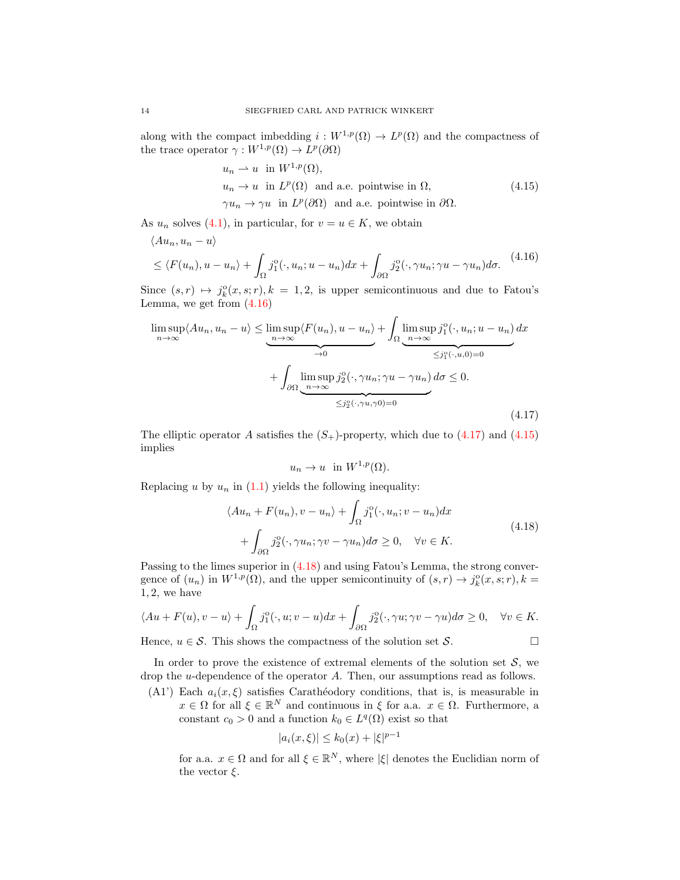along with the compact imbedding $i : W^{1,p}(\Omega) \to L^p(\Omega)$ and the compactness of the trace operator $\gamma : W^{1,p}(\Omega) \to L^p(\partial\Omega)$

$$
\begin{aligned}
& u_n \rightharpoonup u \ \text{ in } W^{1,p}(\Omega), \\
& u_n \to u \ \text{ in } L^p(\Omega) \ \text{ and a.e. pointwise in } \Omega, \\
& \gamma u_n \to \gamma u \ \text{ in } L^p(\partial\Omega) \ \text{ and a.e. pointwise in } \partial\Omega.
\end{aligned} \tag{4.15}
$$

As $u_n$ solves (4.1), in particular, for $v = u \in K$, we obtain

$$
\begin{aligned}
&\langle Au_n, u_n - u \rangle \\
&\le \langle F(u_n), u - u_n \rangle + \int_\Omega j_1^{\text{o}}(\cdot, u_n; u - u_n)dx + \int_{\partial\Omega} j_2^{\text{o}}(\cdot, \gamma u_n; \gamma u - \gamma u_n)d\sigma.
\end{aligned} \tag{4.16}
$$

Since $(s,r) \mapsto j_k^{\text{o}}(x,s;r), k = 1,2,$ is upper semicontinuous and due to Fatou's Lemma, we get from (4.16)

$$
\begin{aligned}
\limsup_{n\to\infty} \langle Au_n, u_n - u \rangle \le \underbrace{\limsup_{n\to\infty} \langle F(u_n), u - u_n \rangle}_{\to 0} + \int_\Omega \underbrace{\limsup_{n\to\infty} j_1^{\text{o}}(\cdot, u_n; u - u_n)}_{\le j_1^{\text{o}}(\cdot,u,0)=0} dx \\
+ \int_{\partial\Omega} \underbrace{\limsup_{n\to\infty} j_2^{\text{o}}(\cdot, \gamma u_n; \gamma u - \gamma u_n)}_{\le j_2^{\text{o}}(\cdot,\gamma u,\gamma 0)=0} d\sigma \le 0.
\end{aligned} \tag{4.17}
$$

The elliptic operator $A$ satisfies the $(S_+)$-property, which due to (4.17) and (4.15) implies

$$
u_n \to u \ \text{ in } W^{1,p}(\Omega).
$$

Replacing $u$ by $u_n$ in (1.1) yields the following inequality:

$$
\begin{aligned}
&\langle Au_n + F(u_n), v - u_n \rangle + \int_\Omega j_1^{\text{o}}(\cdot, u_n; v - u_n)dx \\
&+ \int_{\partial\Omega} j_2^{\text{o}}(\cdot, \gamma u_n; \gamma v - \gamma u_n)d\sigma \ge 0, \quad \forall v \in K.
\end{aligned} \tag{4.18}
$$

Passing to the limes superior in (4.18) and using Fatou's Lemma, the strong convergence of $(u_n)$ in $W^{1,p}(\Omega)$, and the upper semicontinuity of $(s,r) \to j_k^{\text{o}}(x,s;r), k = 1,2,$ we have

$$
\langle Au + F(u), v - u \rangle + \int_\Omega j_1^{\text{o}}(\cdot, u; v - u)dx + \int_{\partial\Omega} j_2^{\text{o}}(\cdot, \gamma u; \gamma v - \gamma u)d\sigma \ge 0, \quad \forall v \in K.
$$

Hence, $u \in \mathcal{S}$. This shows the compactness of the solution set $\mathcal{S}$. ☐

In order to prove the existence of extremal elements of the solution set $\mathcal{S}$, we drop the $u$-dependence of the operator $A$. Then, our assumptions read as follows.

(A1') Each $a_i(x,\xi)$ satisfies Carathéodory conditions, that is, is measurable in $x \in \Omega$ for all $\xi \in \mathbb{R}^N$ and continuous in $\xi$ for a.a. $x \in \Omega$. Furthermore, a constant $c_0 > 0$ and a function $k_0 \in L^q(\Omega)$ exist so that

$$
|a_i(x,\xi)| \le k_0(x) + |\xi|^{p-1}
$$

for a.a. $x \in \Omega$ and for all $\xi \in \mathbb{R}^N$, where $|\xi|$ denotes the Euclidian norm of the vector $\xi$.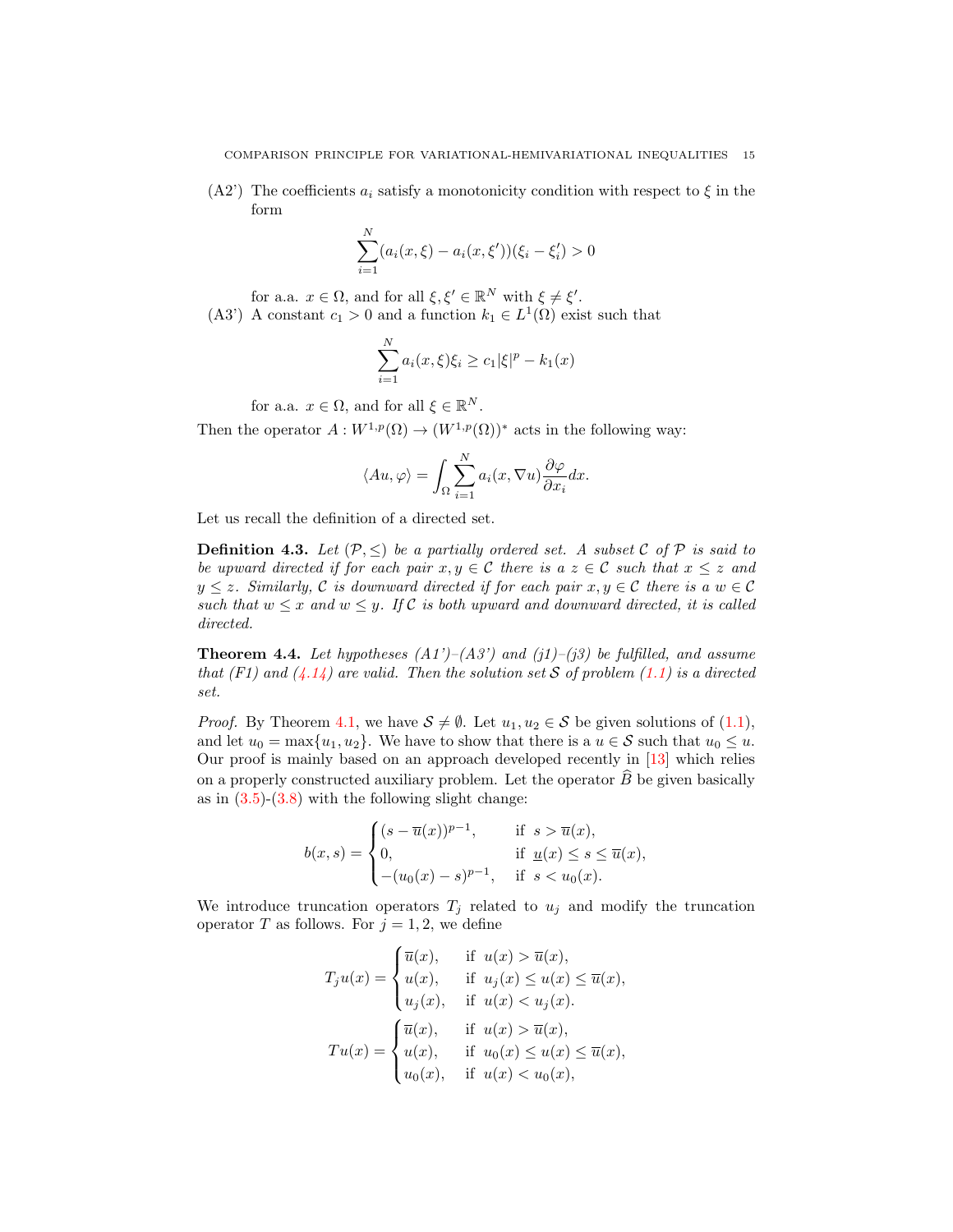(A2') The coefficients $a_i$ satisfy a monotonicity condition with respect to $\xi$ in the form

$$\sum_{i=1}^{N}(a_i(x,\xi) - a_i(x,\xi'))(\xi_i - \xi_i') > 0$$

for a.a. $x \in \Omega$, and for all $\xi, \xi' \in \mathbb{R}^N$ with $\xi \neq \xi'$.

(A3') A constant $c_1 > 0$ and a function $k_1 \in L^1(\Omega)$ exist such that

$$\sum_{i=1}^{N} a_i(x,\xi)\xi_i \geq c_1|\xi|^p - k_1(x)$$

for a.a. $x \in \Omega$, and for all $\xi \in \mathbb{R}^N$.

Then the operator $A : W^{1,p}(\Omega) \to (W^{1,p}(\Omega))^*$ acts in the following way:

$$\langle Au, \varphi\rangle = \int_\Omega \sum_{i=1}^{N} a_i(x, \nabla u)\frac{\partial \varphi}{\partial x_i} dx.$$

Let us recall the definition of a directed set.

**Definition 4.3.** *Let $(\mathcal{P}, \leq)$ be a partially ordered set. A subset $\mathcal{C}$ of $\mathcal{P}$ is said to be upward directed if for each pair $x, y \in \mathcal{C}$ there is a $z \in \mathcal{C}$ such that $x \leq z$ and $y \leq z$. Similarly, $\mathcal{C}$ is downward directed if for each pair $x, y \in \mathcal{C}$ there is a $w \in \mathcal{C}$ such that $w \leq x$ and $w \leq y$. If $\mathcal{C}$ is both upward and downward directed, it is called directed.*

**Theorem 4.4.** *Let hypotheses (A1')–(A3') and (j1)–(j3) be fulfilled, and assume that (F1) and (4.14) are valid. Then the solution set $\mathcal{S}$ of problem (1.1) is a directed set.*

*Proof.* By Theorem 4.1, we have $\mathcal{S} \neq \emptyset$. Let $u_1, u_2 \in \mathcal{S}$ be given solutions of (1.1), and let $u_0 = \max\{u_1, u_2\}$. We have to show that there is a $u \in \mathcal{S}$ such that $u_0 \leq u$. Our proof is mainly based on an approach developed recently in [13] which relies on a properly constructed auxiliary problem. Let the operator $\widehat{B}$ be given basically as in (3.5)-(3.8) with the following slight change:

$$b(x,s) = \begin{cases} (s - \overline{u}(x))^{p-1}, & \text{if } s > \overline{u}(x), \\ 0, & \text{if } \underline{u}(x) \leq s \leq \overline{u}(x), \\ -(u_0(x) - s)^{p-1}, & \text{if } s < u_0(x). \end{cases}$$

We introduce truncation operators $T_j$ related to $u_j$ and modify the truncation operator $T$ as follows. For $j = 1, 2$, we define

$$T_j u(x) = \begin{cases} \overline{u}(x), & \text{if } u(x) > \overline{u}(x), \\ u(x), & \text{if } u_j(x) \leq u(x) \leq \overline{u}(x), \\ u_j(x), & \text{if } u(x) < u_j(x). \end{cases}$$

$$Tu(x) = \begin{cases} \overline{u}(x), & \text{if } u(x) > \overline{u}(x), \\ u(x), & \text{if } u_0(x) \leq u(x) \leq \overline{u}(x), \\ u_0(x), & \text{if } u(x) < u_0(x), \end{cases}$$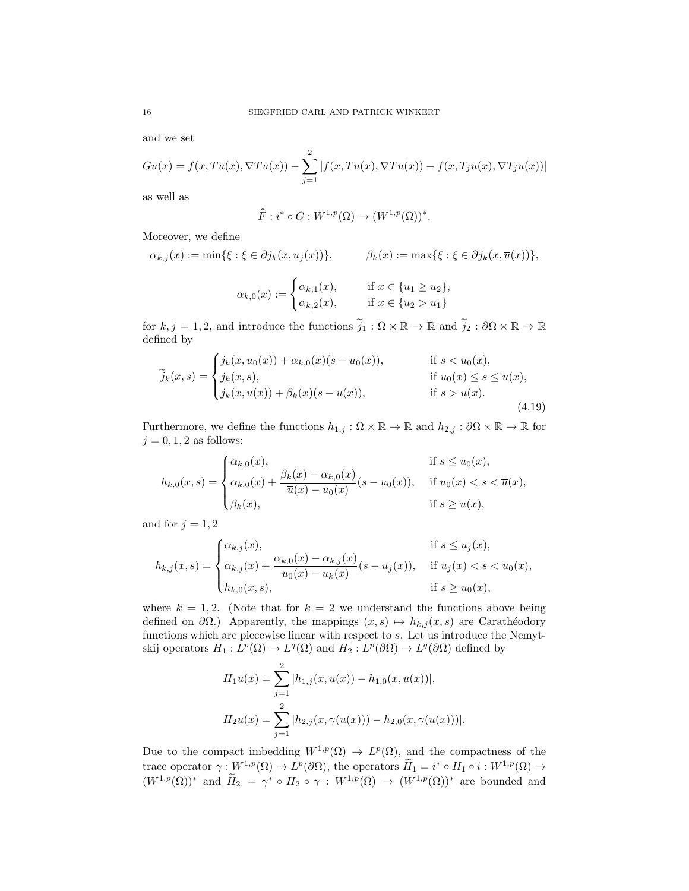and we set

$$Gu(x) = f(x, Tu(x), \nabla Tu(x)) - \sum_{j=1}^{2} |f(x, Tu(x), \nabla Tu(x)) - f(x, T_j u(x), \nabla T_j u(x))|$$

as well as

$$\widehat{F} : i^* \circ G : W^{1,p}(\Omega) \to (W^{1,p}(\Omega))^*.$$

Moreover, we define

$$\alpha_{k,j}(x) := \min\{\xi : \xi \in \partial j_k(x, u_j(x))\}, \qquad \beta_k(x) := \max\{\xi : \xi \in \partial j_k(x, \overline{u}(x))\},$$

$$\alpha_{k,0}(x) := \begin{cases} \alpha_{k,1}(x), & \text{if } x \in \{u_1 \geq u_2\}, \\ \alpha_{k,2}(x), & \text{if } x \in \{u_2 > u_1\} \end{cases}$$

for $k, j = 1, 2$, and introduce the functions $\widetilde{j}_1 : \Omega \times \mathbb{R} \to \mathbb{R}$ and $\widetilde{j}_2 : \partial\Omega \times \mathbb{R} \to \mathbb{R}$ defined by

$$\widetilde{j}_k(x, s) = \begin{cases} j_k(x, u_0(x)) + \alpha_{k,0}(x)(s - u_0(x)), & \text{if } s < u_0(x), \\ j_k(x, s), & \text{if } u_0(x) \leq s \leq \overline{u}(x), \\ j_k(x, \overline{u}(x)) + \beta_k(x)(s - \overline{u}(x)), & \text{if } s > \overline{u}(x). \end{cases} \tag{4.19}$$

Furthermore, we define the functions $h_{1,j} : \Omega \times \mathbb{R} \to \mathbb{R}$ and $h_{2,j} : \partial\Omega \times \mathbb{R} \to \mathbb{R}$ for $j = 0, 1, 2$ as follows:

$$h_{k,0}(x, s) = \begin{cases} \alpha_{k,0}(x), & \text{if } s \leq u_0(x), \\ \alpha_{k,0}(x) + \dfrac{\beta_k(x) - \alpha_{k,0}(x)}{\overline{u}(x) - u_0(x)}(s - u_0(x)), & \text{if } u_0(x) < s < \overline{u}(x), \\ \beta_k(x), & \text{if } s \geq \overline{u}(x), \end{cases}$$

and for $j = 1, 2$

$$h_{k,j}(x, s) = \begin{cases} \alpha_{k,j}(x), & \text{if } s \leq u_j(x), \\ \alpha_{k,j}(x) + \dfrac{\alpha_{k,0}(x) - \alpha_{k,j}(x)}{u_0(x) - u_k(x)}(s - u_j(x)), & \text{if } u_j(x) < s < u_0(x), \\ h_{k,0}(x, s), & \text{if } s \geq u_0(x), \end{cases}$$

where $k = 1, 2$. (Note that for $k = 2$ we understand the functions above being defined on $\partial\Omega$.) Apparently, the mappings $(x, s) \mapsto h_{k,j}(x, s)$ are Carathéodory functions which are piecewise linear with respect to $s$. Let us introduce the Nemytskij operators $H_1 : L^p(\Omega) \to L^q(\Omega)$ and $H_2 : L^p(\partial\Omega) \to L^q(\partial\Omega)$ defined by

$$H_1 u(x) = \sum_{j=1}^{2} |h_{1,j}(x, u(x)) - h_{1,0}(x, u(x))|,$$

$$H_2 u(x) = \sum_{j=1}^{2} |h_{2,j}(x, \gamma(u(x))) - h_{2,0}(x, \gamma(u(x)))|.$$

Due to the compact imbedding $W^{1,p}(\Omega) \to L^p(\Omega)$, and the compactness of the trace operator $\gamma : W^{1,p}(\Omega) \to L^p(\partial\Omega)$, the operators $\widetilde{H}_1 = i^* \circ H_1 \circ i : W^{1,p}(\Omega) \to (W^{1,p}(\Omega))^*$ and $\widetilde{H}_2 = \gamma^* \circ H_2 \circ \gamma : W^{1,p}(\Omega) \to (W^{1,p}(\Omega))^*$ are bounded and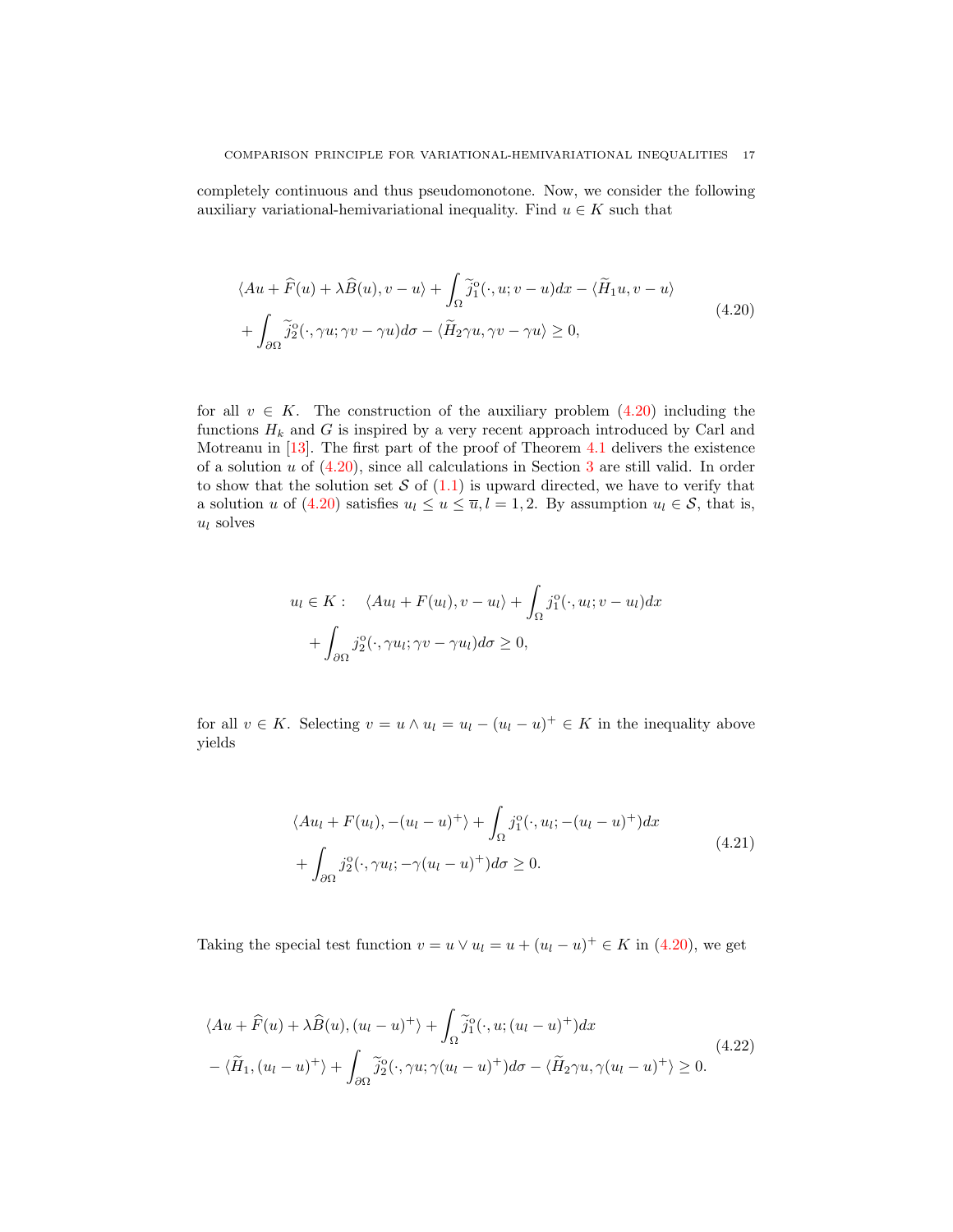completely continuous and thus pseudomonotone. Now, we consider the following auxiliary variational-hemivariational inequality. Find $u \in K$ such that

$$
\begin{aligned}
&\langle Au + \widehat{F}(u) + \lambda \widehat{B}(u), v - u\rangle + \int_\Omega \widetilde{j}_1^o(\cdot, u; v - u)dx - \langle \widetilde{H}_1 u, v - u\rangle \\
&+ \int_{\partial\Omega} \widetilde{j}_2^o(\cdot, \gamma u; \gamma v - \gamma u)d\sigma - \langle \widetilde{H}_2 \gamma u, \gamma v - \gamma u\rangle \geq 0,
\end{aligned}
\tag{4.20}
$$

for all $v \in K$. The construction of the auxiliary problem (4.20) including the functions $H_k$ and $G$ is inspired by a very recent approach introduced by Carl and Motreanu in [13]. The first part of the proof of Theorem 4.1 delivers the existence of a solution $u$ of (4.20), since all calculations in Section 3 are still valid. In order to show that the solution set $\mathcal{S}$ of (1.1) is upward directed, we have to verify that a solution $u$ of (4.20) satisfies $u_l \leq u \leq \overline{u}, l = 1, 2$. By assumption $u_l \in \mathcal{S}$, that is, $u_l$ solves

$$
\begin{aligned}
u_l \in K : \quad &\langle Au_l + F(u_l), v - u_l\rangle + \int_\Omega j_1^o(\cdot, u_l; v - u_l)dx \\
&+ \int_{\partial\Omega} j_2^o(\cdot, \gamma u_l; \gamma v - \gamma u_l)d\sigma \geq 0,
\end{aligned}
$$

for all $v \in K$. Selecting $v = u \wedge u_l = u_l - (u_l - u)^+ \in K$ in the inequality above yields

$$
\begin{aligned}
&\langle Au_l + F(u_l), -(u_l - u)^+\rangle + \int_\Omega j_1^o(\cdot, u_l; -(u_l - u)^+)dx \\
&+ \int_{\partial\Omega} j_2^o(\cdot, \gamma u_l; -\gamma(u_l - u)^+)d\sigma \geq 0.
\end{aligned}
\tag{4.21}
$$

Taking the special test function $v = u \vee u_l = u + (u_l - u)^+ \in K$ in (4.20), we get

$$
\begin{aligned}
&\langle Au + \widehat{F}(u) + \lambda \widehat{B}(u), (u_l - u)^+\rangle + \int_\Omega \widetilde{j}_1^o(\cdot, u; (u_l - u)^+)dx \\
&- \langle \widetilde{H}_1, (u_l - u)^+\rangle + \int_{\partial\Omega} \widetilde{j}_2^o(\cdot, \gamma u; \gamma(u_l - u)^+)d\sigma - \langle \widetilde{H}_2 \gamma u, \gamma(u_l - u)^+\rangle \geq 0.
\end{aligned}
\tag{4.22}
$$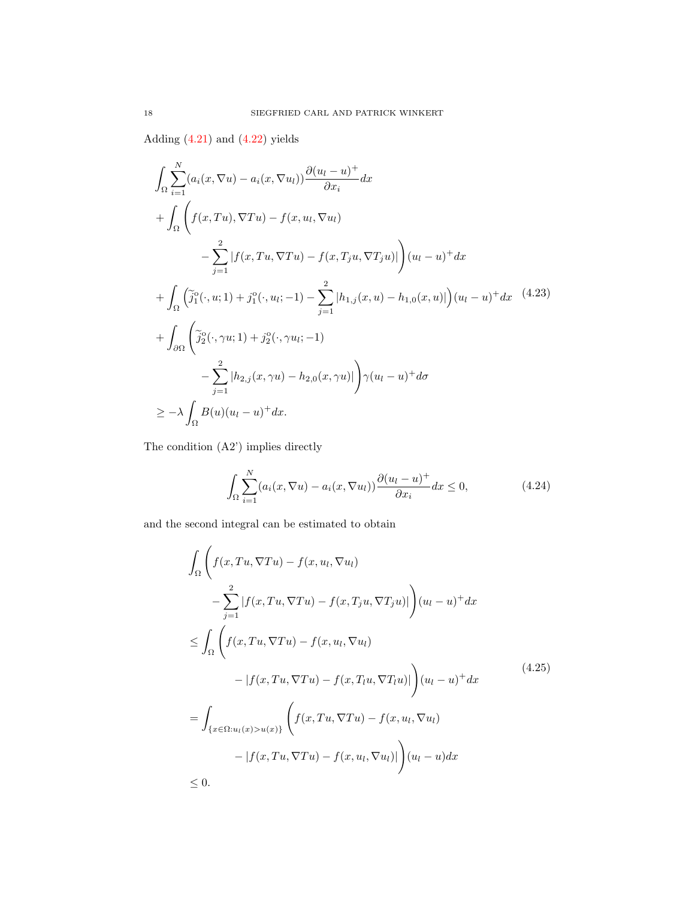Adding (4.21) and (4.22) yields

$$
\begin{aligned}
&\int_\Omega \sum_{i=1}^N (a_i(x,\nabla u) - a_i(x,\nabla u_l)) \frac{\partial (u_l - u)^+}{\partial x_i} dx \\
&+ \int_\Omega \Bigg( f(x,Tu), \nabla Tu) - f(x,u_l,\nabla u_l) \\
&\qquad\qquad - \sum_{j=1}^2 |f(x,Tu,\nabla Tu) - f(x,T_j u, \nabla T_j u)| \Bigg) (u_l - u)^+ dx \\
&+ \int_\Omega \left( \widetilde{j}_1^{\,o}(\cdot, u; 1) + j_1^o(\cdot, u_l; -1) - \sum_{j=1}^2 |h_{1,j}(x,u) - h_{1,0}(x,u)| \right) (u_l - u)^+ dx \\
&+ \int_{\partial\Omega} \Bigg( \widetilde{j}_2^{\,o}(\cdot, \gamma u; 1) + j_2^o(\cdot, \gamma u_l; -1) \\
&\qquad\qquad - \sum_{j=1}^2 |h_{2,j}(x,\gamma u) - h_{2,0}(x,\gamma u)| \Bigg) \gamma (u_l - u)^+ d\sigma \\
&\geq -\lambda \int_\Omega B(u)(u_l - u)^+ dx.
\end{aligned}
\tag{4.23}
$$

The condition (A2') implies directly

$$
\int_\Omega \sum_{i=1}^N (a_i(x,\nabla u) - a_i(x,\nabla u_l)) \frac{\partial (u_l - u)^+}{\partial x_i} dx \leq 0,
\tag{4.24}
$$

and the second integral can be estimated to obtain

$$
\begin{aligned}
&\int_\Omega \Bigg( f(x,Tu,\nabla Tu) - f(x,u_l,\nabla u_l) \\
&\qquad\qquad - \sum_{j=1}^2 |f(x,Tu,\nabla Tu) - f(x,T_j u, \nabla T_j u)| \Bigg) (u_l - u)^+ dx \\
&\leq \int_\Omega \Bigg( f(x,Tu,\nabla Tu) - f(x,u_l,\nabla u_l) \\
&\qquad\qquad - |f(x,Tu,\nabla Tu) - f(x,T_l u, \nabla T_l u)| \Bigg) (u_l - u)^+ dx \\
&= \int_{\{x \in \Omega : u_l(x) > u(x)\}} \Bigg( f(x,Tu,\nabla Tu) - f(x,u_l,\nabla u_l) \\
&\qquad\qquad - |f(x,Tu,\nabla Tu) - f(x,u_l,\nabla u_l)| \Bigg) (u_l - u) dx \\
&\leq 0.
\end{aligned}
\tag{4.25}
$$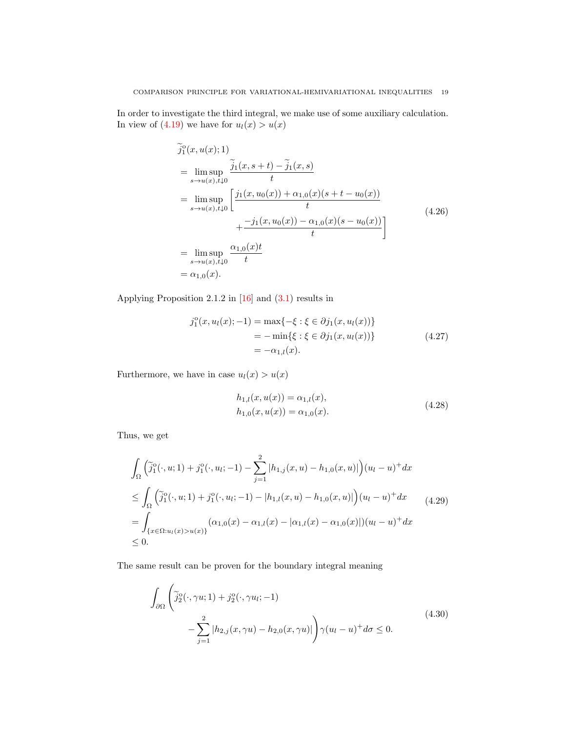In order to investigate the third integral, we make use of some auxiliary calculation. In view of (4.19) we have for $u_l(x) > u(x)$

$$
\begin{aligned}
&\widetilde{j}_1^{\text{o}}(x, u(x); 1) \\
&= \limsup_{s \to u(x), t \downarrow 0} \frac{\widetilde{j}_1(x, s+t) - \widetilde{j}_1(x, s)}{t} \\
&= \limsup_{s \to u(x), t \downarrow 0} \left[ \frac{j_1(x, u_0(x)) + \alpha_{1,0}(x)(s + t - u_0(x))}{t} \right. \\
&\qquad\qquad \left. + \frac{-j_1(x, u_0(x)) - \alpha_{1,0}(x)(s - u_0(x))}{t} \right] \\
&= \limsup_{s \to u(x), t \downarrow 0} \frac{\alpha_{1,0}(x) t}{t} \\
&= \alpha_{1,0}(x).
\end{aligned}
\tag{4.26}
$$

Applying Proposition 2.1.2 in [16] and (3.1) results in

$$
\begin{aligned}
j_1^{\text{o}}(x, u_l(x); -1) &= \max\{-\xi : \xi \in \partial j_1(x, u_l(x))\} \\
&= -\min\{\xi : \xi \in \partial j_1(x, u_l(x))\} \\
&= -\alpha_{1,l}(x).
\end{aligned}
\tag{4.27}
$$

Furthermore, we have in case $u_l(x) > u(x)$

$$
\begin{aligned}
h_{1,l}(x, u(x)) &= \alpha_{1,l}(x), \\
h_{1,0}(x, u(x)) &= \alpha_{1,0}(x).
\end{aligned}
\tag{4.28}
$$

Thus, we get

$$
\begin{aligned}
&\int_\Omega \Big( \widetilde{j}_1^{\text{o}}(\cdot, u; 1) + j_1^{\text{o}}(\cdot, u_l; -1) - \sum_{j=1}^{2} |h_{1,j}(x, u) - h_{1,0}(x, u)| \Big) (u_l - u)^+ dx \\
&\le \int_\Omega \Big( \widetilde{j}_1^{\text{o}}(\cdot, u; 1) + j_1^{\text{o}}(\cdot, u_l; -1) - |h_{1,l}(x, u) - h_{1,0}(x, u)| \Big) (u_l - u)^+ dx \\
&= \int_{\{x \in \Omega : u_l(x) > u(x)\}} (\alpha_{1,0}(x) - \alpha_{1,l}(x) - |\alpha_{1,l}(x) - \alpha_{1,0}(x)|)(u_l - u)^+ dx \\
&\le 0.
\end{aligned}
\tag{4.29}
$$

The same result can be proven for the boundary integral meaning

$$
\begin{aligned}
\int_{\partial\Omega} \Bigg( &\widetilde{j}_2^{\text{o}}(\cdot, \gamma u; 1) + j_2^{\text{o}}(\cdot, \gamma u_l; -1) \\
&- \sum_{j=1}^{2} |h_{2,j}(x, \gamma u) - h_{2,0}(x, \gamma u)| \Bigg) \gamma(u_l - u)^+ d\sigma \le 0.
\end{aligned}
\tag{4.30}
$$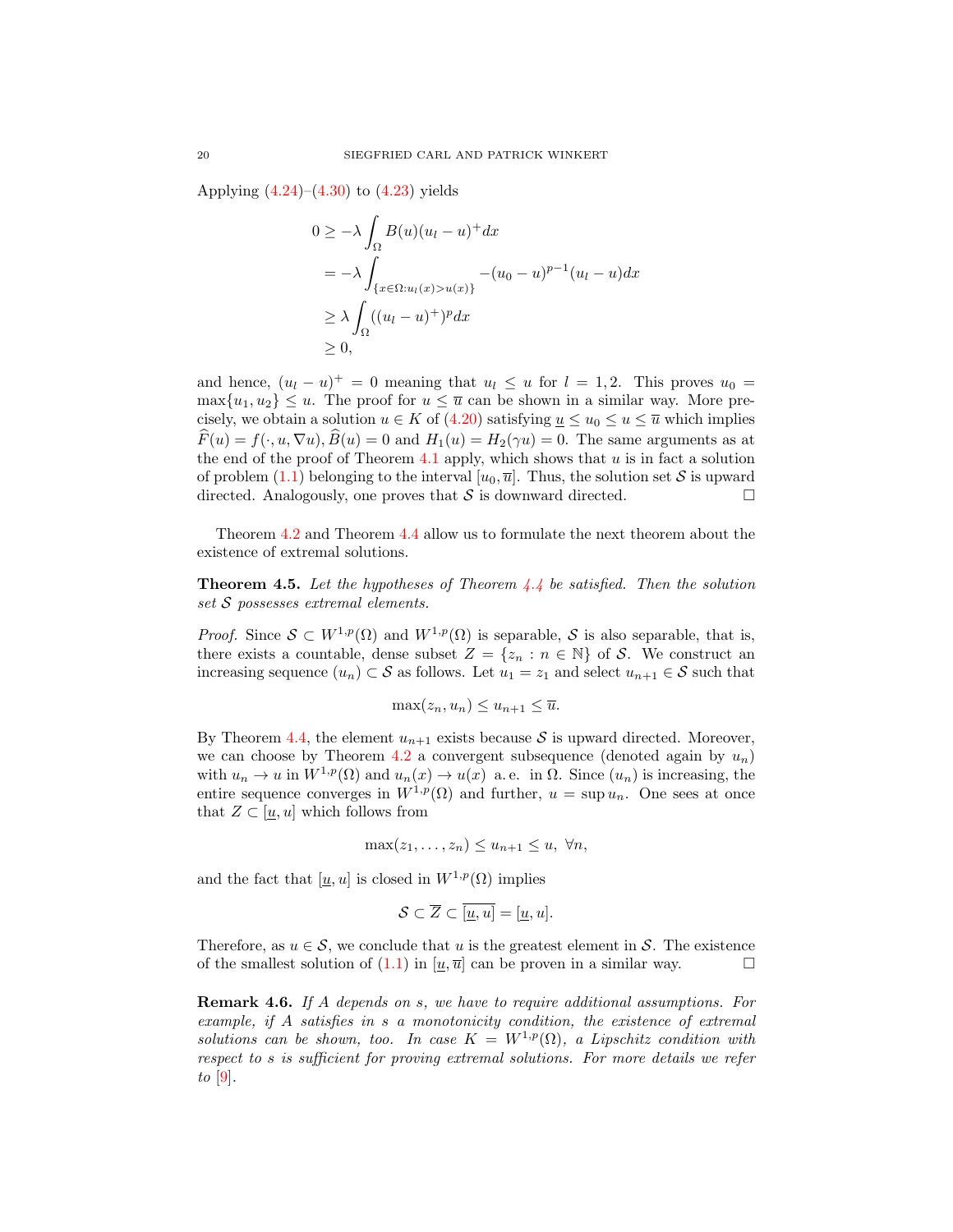Applying (4.24)–(4.30) to (4.23) yields

$$
\begin{aligned}
0 &\geq -\lambda \int_\Omega B(u)(u_l - u)^+ dx \\
&= -\lambda \int_{\{x\in\Omega : u_l(x) > u(x)\}} -(u_0 - u)^{p-1}(u_l - u) dx \\
&\geq \lambda \int_\Omega ((u_l - u)^+)^p dx \\
&\geq 0,
\end{aligned}
$$

and hence, $(u_l - u)^+ = 0$ meaning that $u_l \leq u$ for $l = 1, 2$. This proves $u_0 = \max\{u_1, u_2\} \leq u$. The proof for $u \leq \overline{u}$ can be shown in a similar way. More precisely, we obtain a solution $u \in K$ of (4.20) satisfying $\underline{u} \leq u_0 \leq u \leq \overline{u}$ which implies $\widehat{F}(u) = f(\cdot, u, \nabla u)$, $\widehat{B}(u) = 0$ and $H_1(u) = H_2(\gamma u) = 0$. The same arguments as at the end of the proof of Theorem 4.1 apply, which shows that $u$ is in fact a solution of problem (1.1) belonging to the interval $[u_0, \overline{u}]$. Thus, the solution set $\mathcal{S}$ is upward directed. Analogously, one proves that $\mathcal{S}$ is downward directed. □

Theorem 4.2 and Theorem 4.4 allow us to formulate the next theorem about the existence of extremal solutions.

**Theorem 4.5.** *Let the hypotheses of Theorem 4.4 be satisfied. Then the solution set $\mathcal{S}$ possesses extremal elements.*

*Proof.* Since $\mathcal{S} \subset W^{1,p}(\Omega)$ and $W^{1,p}(\Omega)$ is separable, $\mathcal{S}$ is also separable, that is, there exists a countable, dense subset $Z = \{z_n : n \in \mathbb{N}\}$ of $\mathcal{S}$. We construct an increasing sequence $(u_n) \subset \mathcal{S}$ as follows. Let $u_1 = z_1$ and select $u_{n+1} \in \mathcal{S}$ such that

$$\max(z_n, u_n) \leq u_{n+1} \leq \overline{u}.$$

By Theorem 4.4, the element $u_{n+1}$ exists because $\mathcal{S}$ is upward directed. Moreover, we can choose by Theorem 4.2 a convergent subsequence (denoted again by $u_n$) with $u_n \to u$ in $W^{1,p}(\Omega)$ and $u_n(x) \to u(x)$ a. e. in $\Omega$. Since $(u_n)$ is increasing, the entire sequence converges in $W^{1,p}(\Omega)$ and further, $u = \sup u_n$. One sees at once that $Z \subset [\underline{u}, u]$ which follows from

$$\max(z_1, \ldots, z_n) \leq u_{n+1} \leq u, \ \forall n,$$

and the fact that $[\underline{u}, u]$ is closed in $W^{1,p}(\Omega)$ implies

$$\mathcal{S} \subset \overline{Z} \subset \overline{[\underline{u}, u]} = [\underline{u}, u].$$

Therefore, as $u \in \mathcal{S}$, we conclude that $u$ is the greatest element in $\mathcal{S}$. The existence of the smallest solution of (1.1) in $[\underline{u}, \overline{u}]$ can be proven in a similar way. □

**Remark 4.6.** *If $A$ depends on $s$, we have to require additional assumptions. For example, if $A$ satisfies in $s$ a monotonicity condition, the existence of extremal solutions can be shown, too. In case $K = W^{1,p}(\Omega)$, a Lipschitz condition with respect to $s$ is sufficient for proving extremal solutions. For more details we refer to* [9].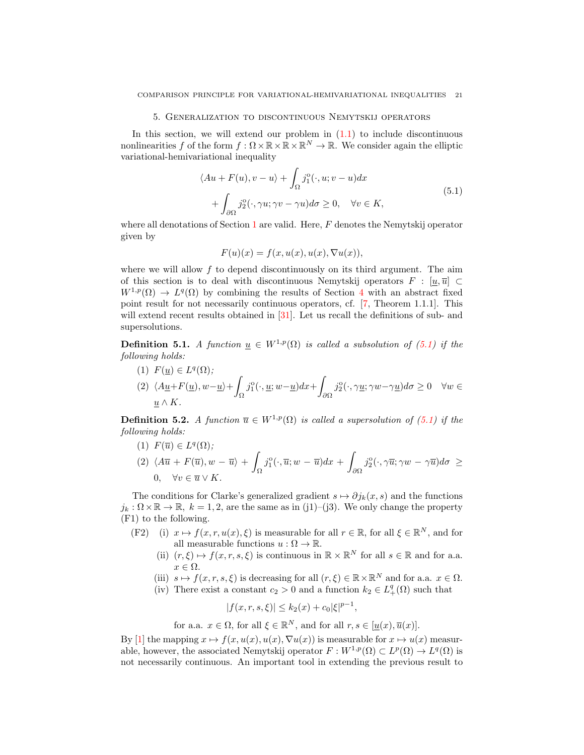## 5. Generalization to discontinuous Nemytskij operators

In this section, we will extend our problem in (1.1) to include discontinuous nonlinearities $f$ of the form $f : \Omega \times \mathbb{R} \times \mathbb{R} \times \mathbb{R}^N \to \mathbb{R}$. We consider again the elliptic variational-hemivariational inequality

$$
\begin{aligned}
&\langle Au + F(u), v - u\rangle + \int_\Omega j_1^o(\cdot, u; v - u)dx \\
&\quad + \int_{\partial\Omega} j_2^o(\cdot, \gamma u; \gamma v - \gamma u)d\sigma \geq 0, \quad \forall v \in K,
\end{aligned}
\tag{5.1}
$$

where all denotations of Section 1 are valid. Here, $F$ denotes the Nemytskij operator given by

$$F(u)(x) = f(x, u(x), u(x), \nabla u(x)),$$

where we will allow $f$ to depend discontinuously on its third argument. The aim of this section is to deal with discontinuous Nemytskij operators $F : [\underline{u}, \overline{u}] \subset W^{1,p}(\Omega) \to L^q(\Omega)$ by combining the results of Section 4 with an abstract fixed point result for not necessarily continuous operators, cf. [7, Theorem 1.1.1]. This will extend recent results obtained in [31]. Let us recall the definitions of sub- and supersolutions.

**Definition 5.1.** *A function $\underline{u} \in W^{1,p}(\Omega)$ is called a subsolution of (5.1) if the following holds:*

1. $F(\underline{u}) \in L^q(\Omega)$;
2. $\langle A\underline{u}+F(\underline{u}), w-\underline{u}\rangle+\int_\Omega j_1^o(\cdot, \underline{u}; w-\underline{u})dx+\int_{\partial\Omega} j_2^o(\cdot, \gamma\underline{u}; \gamma w-\gamma\underline{u})d\sigma \geq 0 \quad \forall w \in \underline{u} \wedge K$.

**Definition 5.2.** *A function $\overline{u} \in W^{1,p}(\Omega)$ is called a supersolution of (5.1) if the following holds:*

1. $F(\overline{u}) \in L^q(\Omega)$;
2. $\langle A\overline{u} + F(\overline{u}), w - \overline{u}\rangle + \int_\Omega j_1^o(\cdot, \overline{u}; w - \overline{u})dx + \int_{\partial\Omega} j_2^o(\cdot, \gamma\overline{u}; \gamma w - \gamma\overline{u})d\sigma \geq 0, \quad \forall v \in \overline{u} \vee K$.

The conditions for Clarke's generalized gradient $s \mapsto \partial j_k(x, s)$ and the functions $j_k : \Omega \times \mathbb{R} \to \mathbb{R},\ k = 1, 2$, are the same as in (j1)–(j3). We only change the property (F1) to the following.

(F2)
- (i) $x \mapsto f(x, r, u(x), \xi)$ is measurable for all $r \in \mathbb{R}$, for all $\xi \in \mathbb{R}^N$, and for all measurable functions $u : \Omega \to \mathbb{R}$.
- (ii) $(r, \xi) \mapsto f(x, r, s, \xi)$ is continuous in $\mathbb{R} \times \mathbb{R}^N$ for all $s \in \mathbb{R}$ and for a.a. $x \in \Omega$.
- (iii) $s \mapsto f(x, r, s, \xi)$ is decreasing for all $(r, \xi) \in \mathbb{R} \times \mathbb{R}^N$ and for a.a. $x \in \Omega$.
- (iv) There exist a constant $c_2 > 0$ and a function $k_2 \in L^q_+(\Omega)$ such that

$$|f(x, r, s, \xi)| \leq k_2(x) + c_0|\xi|^{p-1},$$

for a.a. $x \in \Omega$, for all $\xi \in \mathbb{R}^N$, and for all $r, s \in [\underline{u}(x), \overline{u}(x)]$.

By [1] the mapping $x \mapsto f(x, u(x), u(x), \nabla u(x))$ is measurable for $x \mapsto u(x)$ measurable, however, the associated Nemytskij operator $F : W^{1,p}(\Omega) \subset L^p(\Omega) \to L^q(\Omega)$ is not necessarily continuous. An important tool in extending the previous result to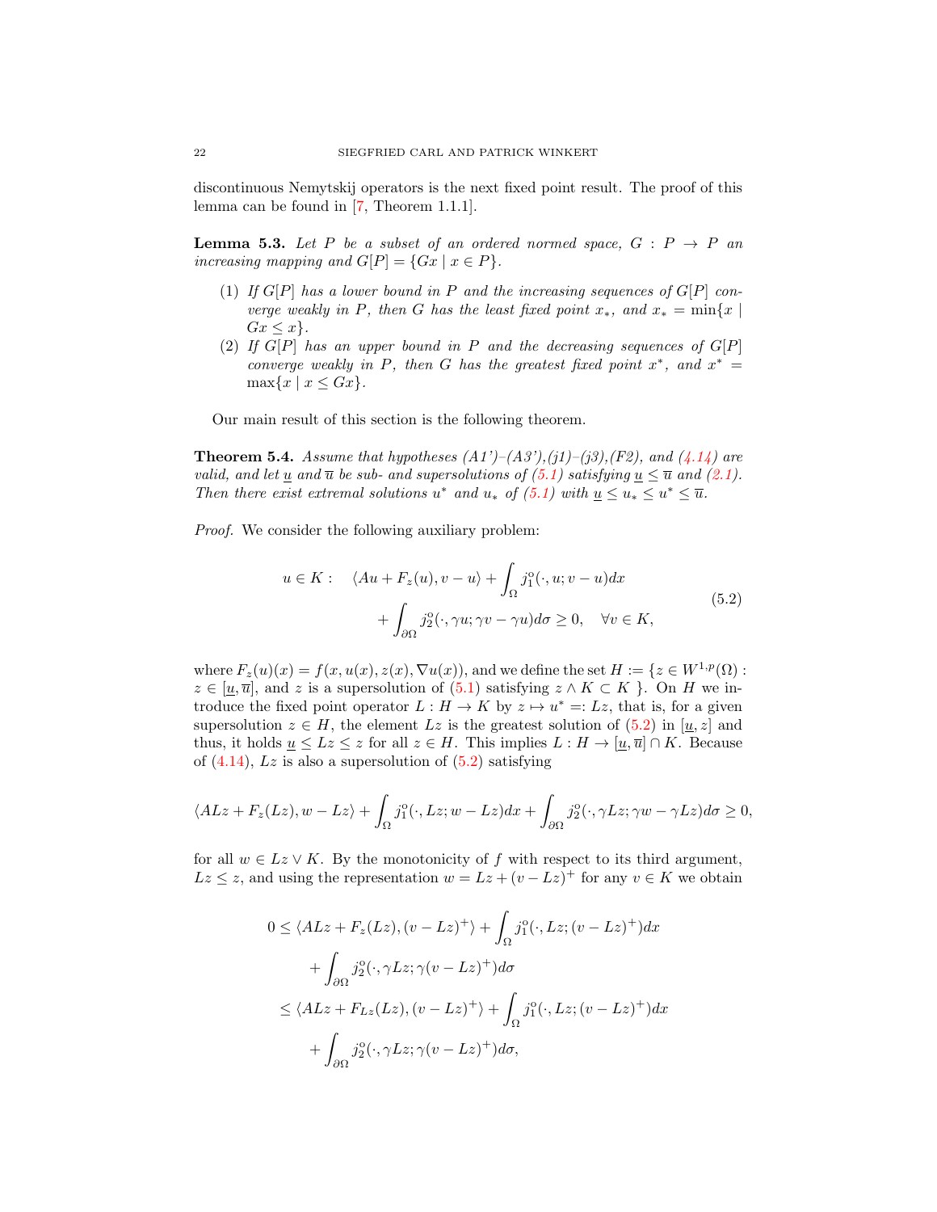discontinuous Nemytskij operators is the next fixed point result. The proof of this lemma can be found in [7, Theorem 1.1.1].

**Lemma 5.3.** *Let $P$ be a subset of an ordered normed space, $G : P \to P$ an increasing mapping and $G[P] = \{Gx \mid x \in P\}$.*

1. *If $G[P]$ has a lower bound in $P$ and the increasing sequences of $G[P]$ converge weakly in $P$, then $G$ has the least fixed point $x_*$, and $x_* = \min\{x \mid Gx \le x\}$.*
2. *If $G[P]$ has an upper bound in $P$ and the decreasing sequences of $G[P]$ converge weakly in $P$, then $G$ has the greatest fixed point $x^*$, and $x^* = \max\{x \mid x \le Gx\}$.*

Our main result of this section is the following theorem.

**Theorem 5.4.** *Assume that hypotheses (A1')–(A3'),(j1)–(j3),(F2), and (4.14) are valid, and let $\underline{u}$ and $\overline{u}$ be sub- and supersolutions of (5.1) satisfying $\underline{u} \le \overline{u}$ and (2.1). Then there exist extremal solutions $u^*$ and $u_*$ of (5.1) with $\underline{u} \le u_* \le u^* \le \overline{u}$.*

*Proof.* We consider the following auxiliary problem:

$$
\begin{aligned}
u \in K : \quad & \langle Au + F_z(u), v - u\rangle + \int_\Omega j_1^o(\cdot, u; v - u)dx \\
& \qquad + \int_{\partial\Omega} j_2^o(\cdot, \gamma u; \gamma v - \gamma u)d\sigma \ge 0, \quad \forall v \in K,
\end{aligned} \tag{5.2}
$$

where $F_z(u)(x) = f(x, u(x), z(x), \nabla u(x))$, and we define the set $H := \{z \in W^{1,p}(\Omega) : z \in [\underline{u}, \overline{u}]$, and $z$ is a supersolution of (5.1) satisfying $z \wedge K \subset K$ $\}$. On $H$ we introduce the fixed point operator $L : H \to K$ by $z \mapsto u^* =: Lz$, that is, for a given supersolution $z \in H$, the element $Lz$ is the greatest solution of (5.2) in $[\underline{u}, z]$ and thus, it holds $\underline{u} \le Lz \le z$ for all $z \in H$. This implies $L : H \to [\underline{u}, \overline{u}] \cap K$. Because of (4.14), $Lz$ is also a supersolution of (5.2) satisfying

$$
\langle ALz + F_z(Lz), w - Lz\rangle + \int_\Omega j_1^o(\cdot, Lz; w - Lz)dx + \int_{\partial\Omega} j_2^o(\cdot, \gamma Lz; \gamma w - \gamma Lz)d\sigma \ge 0,
$$

for all $w \in Lz \vee K$. By the monotonicity of $f$ with respect to its third argument, $Lz \le z$, and using the representation $w = Lz + (v - Lz)^+$ for any $v \in K$ we obtain

$$
\begin{aligned}
0 &\le \langle ALz + F_z(Lz), (v - Lz)^+\rangle + \int_\Omega j_1^o(\cdot, Lz; (v - Lz)^+)dx \\
&\quad + \int_{\partial\Omega} j_2^o(\cdot, \gamma Lz; \gamma(v - Lz)^+)d\sigma \\
&\le \langle ALz + F_{Lz}(Lz), (v - Lz)^+\rangle + \int_\Omega j_1^o(\cdot, Lz; (v - Lz)^+)dx \\
&\quad + \int_{\partial\Omega} j_2^o(\cdot, \gamma Lz; \gamma(v - Lz)^+)d\sigma,
\end{aligned}
$$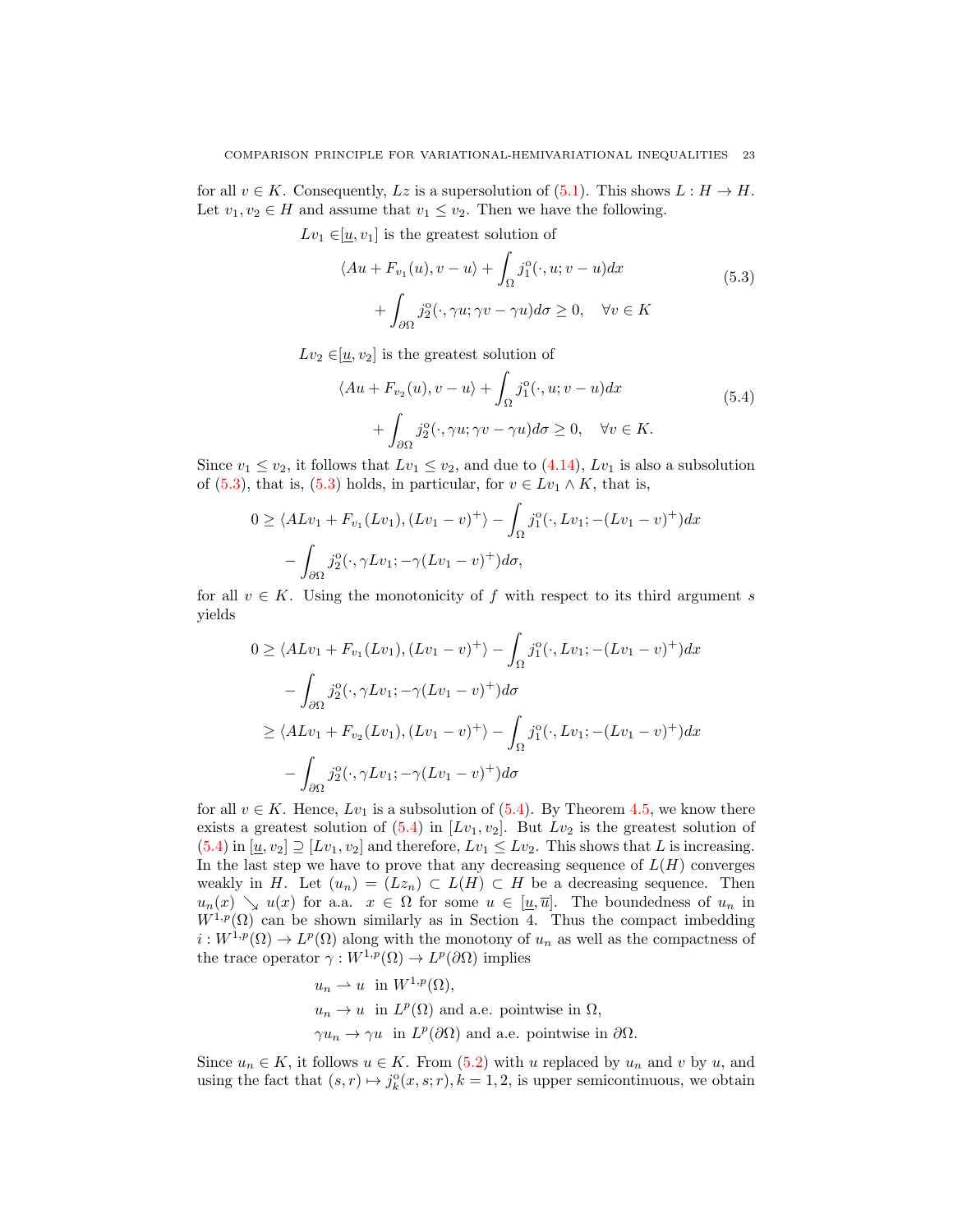for all $v \in K$. Consequently, $Lz$ is a supersolution of (5.1). This shows $L : H \to H$. Let $v_1, v_2 \in H$ and assume that $v_1 \le v_2$. Then we have the following.

$Lv_1 \in [\underline{u}, v_1]$ is the greatest solution of

$$
\begin{aligned}
&\langle Au + F_{v_1}(u), v - u\rangle + \int_\Omega j_1^{\mathrm{o}}(\cdot, u; v - u)dx \\
&\qquad + \int_{\partial\Omega} j_2^{\mathrm{o}}(\cdot, \gamma u; \gamma v - \gamma u)d\sigma \ge 0, \quad \forall v \in K
\end{aligned}
\tag{5.3}
$$

$Lv_2 \in [\underline{u}, v_2]$ is the greatest solution of

$$
\begin{aligned}
&\langle Au + F_{v_2}(u), v - u\rangle + \int_\Omega j_1^{\mathrm{o}}(\cdot, u; v - u)dx \\
&\qquad + \int_{\partial\Omega} j_2^{\mathrm{o}}(\cdot, \gamma u; \gamma v - \gamma u)d\sigma \ge 0, \quad \forall v \in K.
\end{aligned}
\tag{5.4}
$$

Since $v_1 \le v_2$, it follows that $Lv_1 \le v_2$, and due to (4.14), $Lv_1$ is also a subsolution of (5.3), that is, (5.3) holds, in particular, for $v \in Lv_1 \wedge K$, that is,

$$
\begin{aligned}
0 \ge \langle ALv_1 + F_{v_1}(Lv_1), (Lv_1 - v)^+\rangle &- \int_\Omega j_1^{\mathrm{o}}(\cdot, Lv_1; -(Lv_1 - v)^+)dx \\
&- \int_{\partial\Omega} j_2^{\mathrm{o}}(\cdot, \gamma Lv_1; -\gamma(Lv_1 - v)^+)d\sigma,
\end{aligned}
$$

for all $v \in K$. Using the monotonicity of $f$ with respect to its third argument $s$ yields

$$
\begin{aligned}
0 &\ge \langle ALv_1 + F_{v_1}(Lv_1), (Lv_1 - v)^+\rangle - \int_\Omega j_1^{\mathrm{o}}(\cdot, Lv_1; -(Lv_1 - v)^+)dx \\
&\quad - \int_{\partial\Omega} j_2^{\mathrm{o}}(\cdot, \gamma Lv_1; -\gamma(Lv_1 - v)^+)d\sigma \\
&\ge \langle ALv_1 + F_{v_2}(Lv_1), (Lv_1 - v)^+\rangle - \int_\Omega j_1^{\mathrm{o}}(\cdot, Lv_1; -(Lv_1 - v)^+)dx \\
&\quad - \int_{\partial\Omega} j_2^{\mathrm{o}}(\cdot, \gamma Lv_1; -\gamma(Lv_1 - v)^+)d\sigma
\end{aligned}
$$

for all $v \in K$. Hence, $Lv_1$ is a subsolution of (5.4). By Theorem 4.5, we know there exists a greatest solution of (5.4) in $[Lv_1, v_2]$. But $Lv_2$ is the greatest solution of (5.4) in $[\underline{u}, v_2] \supseteq [Lv_1, v_2]$ and therefore, $Lv_1 \le Lv_2$. This shows that $L$ is increasing. In the last step we have to prove that any decreasing sequence of $L(H)$ converges weakly in $H$. Let $(u_n) = (Lz_n) \subset L(H) \subset H$ be a decreasing sequence. Then $u_n(x) \searrow u(x)$ for a.a. $x \in \Omega$ for some $u \in [\underline{u}, \overline{u}]$. The boundedness of $u_n$ in $W^{1,p}(\Omega)$ can be shown similarly as in Section 4. Thus the compact imbedding $i : W^{1,p}(\Omega) \to L^p(\Omega)$ along with the monotony of $u_n$ as well as the compactness of the trace operator $\gamma : W^{1,p}(\Omega) \to L^p(\partial\Omega)$ implies

$$
\begin{aligned}
&u_n \rightharpoonup u \ \text{ in } W^{1,p}(\Omega), \\
&u_n \to u \ \text{ in } L^p(\Omega) \text{ and a.e. pointwise in } \Omega, \\
&\gamma u_n \to \gamma u \ \text{ in } L^p(\partial\Omega) \text{ and a.e. pointwise in } \partial\Omega.
\end{aligned}
$$

Since $u_n \in K$, it follows $u \in K$. From (5.2) with $u$ replaced by $u_n$ and $v$ by $u$, and using the fact that $(s, r) \mapsto j_k^{\mathrm{o}}(x, s; r), k = 1, 2$, is upper semicontinuous, we obtain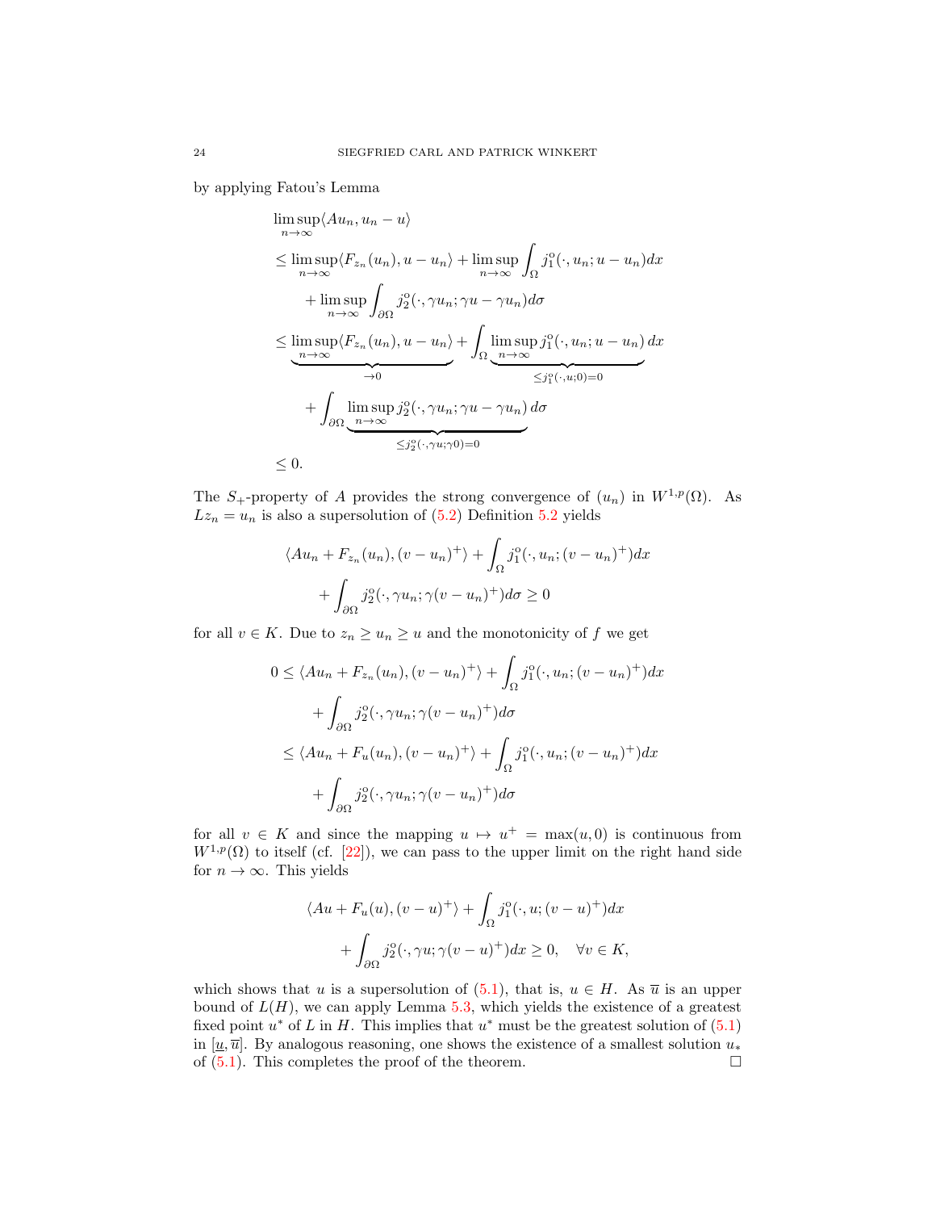by applying Fatou's Lemma

$$
\begin{aligned}
&\limsup_{n\to\infty}\langle Au_n, u_n - u\rangle \\
&\le \limsup_{n\to\infty}\langle F_{z_n}(u_n), u - u_n\rangle + \limsup_{n\to\infty}\int_\Omega j_1^o(\cdot, u_n; u - u_n)dx \\
&\qquad + \limsup_{n\to\infty}\int_{\partial\Omega} j_2^o(\cdot, \gamma u_n; \gamma u - \gamma u_n)d\sigma \\
&\le \underbrace{\limsup_{n\to\infty}\langle F_{z_n}(u_n), u - u_n\rangle}_{\to 0} + \int_\Omega \underbrace{\limsup_{n\to\infty} j_1^o(\cdot, u_n; u - u_n)}_{\le j_1^o(\cdot, u; 0) = 0} dx \\
&\qquad + \int_{\partial\Omega} \underbrace{\limsup_{n\to\infty} j_2^o(\cdot, \gamma u_n; \gamma u - \gamma u_n)}_{\le j_2^o(\cdot, \gamma u; \gamma 0) = 0} d\sigma \\
&\le 0.
\end{aligned}
$$

The $S_+$-property of $A$ provides the strong convergence of $(u_n)$ in $W^{1,p}(\Omega)$. As $Lz_n = u_n$ is also a supersolution of (5.2) Definition 5.2 yields

$$
\begin{aligned}
&\langle Au_n + F_{z_n}(u_n), (v-u_n)^+\rangle + \int_\Omega j_1^o(\cdot, u_n; (v-u_n)^+)dx \\
&\qquad + \int_{\partial\Omega} j_2^o(\cdot, \gamma u_n; \gamma(v-u_n)^+)d\sigma \ge 0
\end{aligned}
$$

for all $v \in K$. Due to $z_n \ge u_n \ge u$ and the monotonicity of $f$ we get

$$
\begin{aligned}
0 &\le \langle Au_n + F_{z_n}(u_n), (v-u_n)^+\rangle + \int_\Omega j_1^o(\cdot, u_n; (v-u_n)^+)dx \\
&\qquad + \int_{\partial\Omega} j_2^o(\cdot, \gamma u_n; \gamma(v-u_n)^+)d\sigma \\
&\le \langle Au_n + F_u(u_n), (v-u_n)^+\rangle + \int_\Omega j_1^o(\cdot, u_n; (v-u_n)^+)dx \\
&\qquad + \int_{\partial\Omega} j_2^o(\cdot, \gamma u_n; \gamma(v-u_n)^+)d\sigma
\end{aligned}
$$

for all $v \in K$ and since the mapping $u \mapsto u^+ = \max(u, 0)$ is continuous from $W^{1,p}(\Omega)$ to itself (cf. [22]), we can pass to the upper limit on the right hand side for $n \to \infty$. This yields

$$
\begin{aligned}
&\langle Au + F_u(u), (v-u)^+\rangle + \int_\Omega j_1^o(\cdot, u; (v-u)^+)dx \\
&\qquad + \int_{\partial\Omega} j_2^o(\cdot, \gamma u; \gamma(v-u)^+)dx \ge 0, \quad \forall v \in K,
\end{aligned}
$$

which shows that $u$ is a supersolution of (5.1), that is, $u \in H$. As $\overline{u}$ is an upper bound of $L(H)$, we can apply Lemma 5.3, which yields the existence of a greatest fixed point $u^*$ of $L$ in $H$. This implies that $u^*$ must be the greatest solution of (5.1) in $[\underline{u}, \overline{u}]$. By analogous reasoning, one shows the existence of a smallest solution $u_*$ of (5.1). This completes the proof of the theorem. □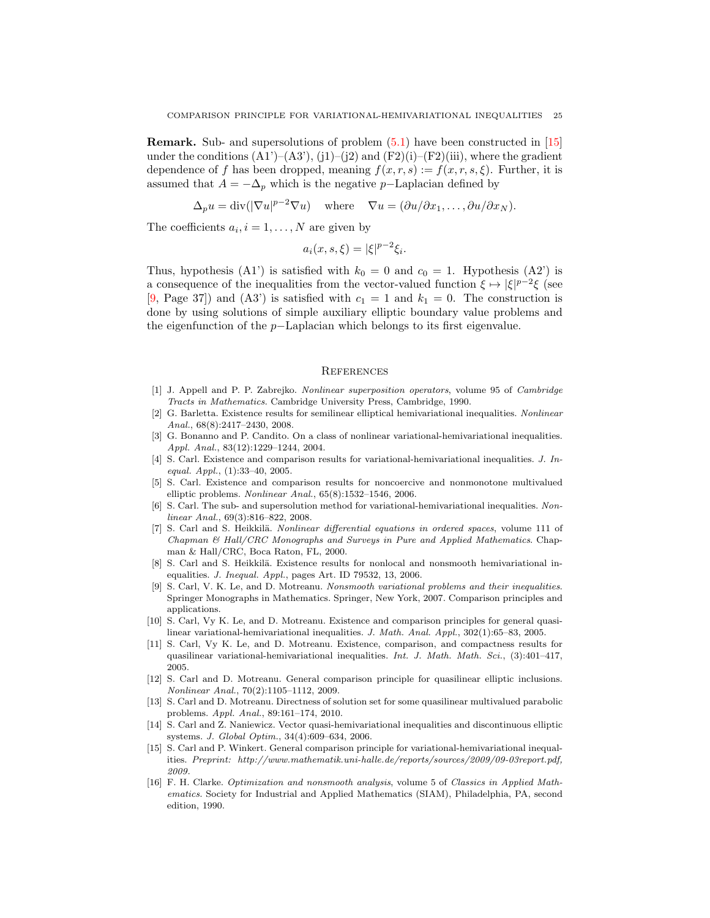**Remark.** Sub- and supersolutions of problem (5.1) have been constructed in [15] under the conditions (A1')–(A3'), (j1)–(j2) and (F2)(i)–(F2)(iii), where the gradient dependence of $f$ has been dropped, meaning $f(x,r,s) := f(x,r,s,\xi)$. Further, it is assumed that $A = -\Delta_p$ which is the negative $p-$Laplacian defined by

$$\Delta_p u = \operatorname{div}(|\nabla u|^{p-2}\nabla u) \quad \text{where} \quad \nabla u = (\partial u/\partial x_1, \ldots, \partial u/\partial x_N).$$

The coefficients $a_i, i = 1, \ldots, N$ are given by

$$a_i(x,s,\xi) = |\xi|^{p-2}\xi_i.$$

Thus, hypothesis (A1') is satisfied with $k_0 = 0$ and $c_0 = 1$. Hypothesis (A2') is a consequence of the inequalities from the vector-valued function $\xi \mapsto |\xi|^{p-2}\xi$ (see [9, Page 37]) and (A3') is satisfied with $c_1 = 1$ and $k_1 = 0$. The construction is done by using solutions of simple auxiliary elliptic boundary value problems and the eigenfunction of the $p-$Laplacian which belongs to its first eigenvalue.

## References

[1] J. Appell and P. P. Zabrejko. *Nonlinear superposition operators*, volume 95 of *Cambridge Tracts in Mathematics*. Cambridge University Press, Cambridge, 1990.

[2] G. Barletta. Existence results for semilinear elliptical hemivariational inequalities. *Nonlinear Anal.*, 68(8):2417–2430, 2008.

[3] G. Bonanno and P. Candito. On a class of nonlinear variational-hemivariational inequalities. *Appl. Anal.*, 83(12):1229–1244, 2004.

[4] S. Carl. Existence and comparison results for variational-hemivariational inequalities. *J. Inequal. Appl.*, (1):33–40, 2005.

[5] S. Carl. Existence and comparison results for noncoercive and nonmonotone multivalued elliptic problems. *Nonlinear Anal.*, 65(8):1532–1546, 2006.

[6] S. Carl. The sub- and supersolution method for variational-hemivariational inequalities. *Nonlinear Anal.*, 69(3):816–822, 2008.

[7] S. Carl and S. Heikkilä. *Nonlinear differential equations in ordered spaces*, volume 111 of *Chapman & Hall/CRC Monographs and Surveys in Pure and Applied Mathematics*. Chapman & Hall/CRC, Boca Raton, FL, 2000.

[8] S. Carl and S. Heikkilä. Existence results for nonlocal and nonsmooth hemivariational inequalities. *J. Inequal. Appl.*, pages Art. ID 79532, 13, 2006.

[9] S. Carl, V. K. Le, and D. Motreanu. *Nonsmooth variational problems and their inequalities*. Springer Monographs in Mathematics. Springer, New York, 2007. Comparison principles and applications.

[10] S. Carl, Vy K. Le, and D. Motreanu. Existence and comparison principles for general quasilinear variational-hemivariational inequalities. *J. Math. Anal. Appl.*, 302(1):65–83, 2005.

[11] S. Carl, Vy K. Le, and D. Motreanu. Existence, comparison, and compactness results for quasilinear variational-hemivariational inequalities. *Int. J. Math. Math. Sci.*, (3):401–417, 2005.

[12] S. Carl and D. Motreanu. General comparison principle for quasilinear elliptic inclusions. *Nonlinear Anal.*, 70(2):1105–1112, 2009.

[13] S. Carl and D. Motreanu. Directness of solution set for some quasilinear multivalued parabolic problems. *Appl. Anal.*, 89:161–174, 2010.

[14] S. Carl and Z. Naniewicz. Vector quasi-hemivariational inequalities and discontinuous elliptic systems. *J. Global Optim.*, 34(4):609–634, 2006.

[15] S. Carl and P. Winkert. General comparison principle for variational-hemivariational inequalities. *Preprint: http://www.mathematik.uni-halle.de/reports/sources/2009/09-03report.pdf, 2009.*

[16] F. H. Clarke. *Optimization and nonsmooth analysis*, volume 5 of *Classics in Applied Mathematics*. Society for Industrial and Applied Mathematics (SIAM), Philadelphia, PA, second edition, 1990.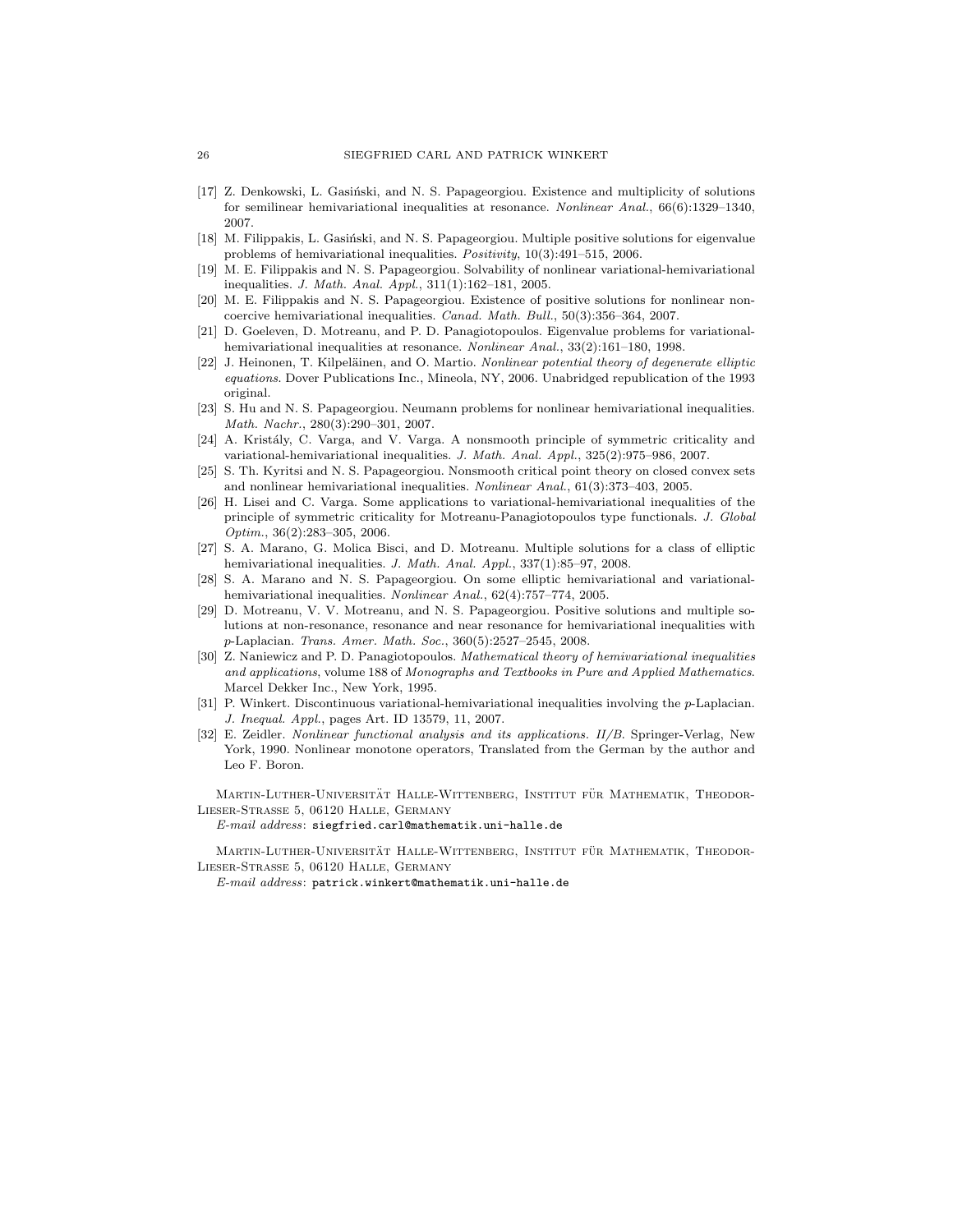[17] Z. Denkowski, L. Gasiński, and N. S. Papageorgiou. Existence and multiplicity of solutions for semilinear hemivariational inequalities at resonance. *Nonlinear Anal.*, 66(6):1329–1340, 2007.

[18] M. Filippakis, L. Gasiński, and N. S. Papageorgiou. Multiple positive solutions for eigenvalue problems of hemivariational inequalities. *Positivity*, 10(3):491–515, 2006.

[19] M. E. Filippakis and N. S. Papageorgiou. Solvability of nonlinear variational-hemivariational inequalities. *J. Math. Anal. Appl.*, 311(1):162–181, 2005.

[20] M. E. Filippakis and N. S. Papageorgiou. Existence of positive solutions for nonlinear noncoercive hemivariational inequalities. *Canad. Math. Bull.*, 50(3):356–364, 2007.

[21] D. Goeleven, D. Motreanu, and P. D. Panagiotopoulos. Eigenvalue problems for variational-hemivariational inequalities at resonance. *Nonlinear Anal.*, 33(2):161–180, 1998.

[22] J. Heinonen, T. Kilpeläinen, and O. Martio. *Nonlinear potential theory of degenerate elliptic equations*. Dover Publications Inc., Mineola, NY, 2006. Unabridged republication of the 1993 original.

[23] S. Hu and N. S. Papageorgiou. Neumann problems for nonlinear hemivariational inequalities. *Math. Nachr.*, 280(3):290–301, 2007.

[24] A. Kristály, C. Varga, and V. Varga. A nonsmooth principle of symmetric criticality and variational-hemivariational inequalities. *J. Math. Anal. Appl.*, 325(2):975–986, 2007.

[25] S. Th. Kyritsi and N. S. Papageorgiou. Nonsmooth critical point theory on closed convex sets and nonlinear hemivariational inequalities. *Nonlinear Anal.*, 61(3):373–403, 2005.

[26] H. Lisei and C. Varga. Some applications to variational-hemivariational inequalities of the principle of symmetric criticality for Motreanu-Panagiotopoulos type functionals. *J. Global Optim.*, 36(2):283–305, 2006.

[27] S. A. Marano, G. Molica Bisci, and D. Motreanu. Multiple solutions for a class of elliptic hemivariational inequalities. *J. Math. Anal. Appl.*, 337(1):85–97, 2008.

[28] S. A. Marano and N. S. Papageorgiou. On some elliptic hemivariational and variational-hemivariational inequalities. *Nonlinear Anal.*, 62(4):757–774, 2005.

[29] D. Motreanu, V. V. Motreanu, and N. S. Papageorgiou. Positive solutions and multiple solutions at non-resonance, resonance and near resonance for hemivariational inequalities with $p$-Laplacian. *Trans. Amer. Math. Soc.*, 360(5):2527–2545, 2008.

[30] Z. Naniewicz and P. D. Panagiotopoulos. *Mathematical theory of hemivariational inequalities and applications*, volume 188 of *Monographs and Textbooks in Pure and Applied Mathematics*. Marcel Dekker Inc., New York, 1995.

[31] P. Winkert. Discontinuous variational-hemivariational inequalities involving the $p$-Laplacian. *J. Inequal. Appl.*, pages Art. ID 13579, 11, 2007.

[32] E. Zeidler. *Nonlinear functional analysis and its applications. II/B*. Springer-Verlag, New York, 1990. Nonlinear monotone operators, Translated from the German by the author and Leo F. Boron.

Martin-Luther-Universität Halle-Wittenberg, Institut für Mathematik, Theodor-Lieser-Strasse 5, 06120 Halle, Germany

*E-mail address*: siegfried.carl@mathematik.uni-halle.de

Martin-Luther-Universität Halle-Wittenberg, Institut für Mathematik, Theodor-Lieser-Strasse 5, 06120 Halle, Germany

*E-mail address*: patrick.winkert@mathematik.uni-halle.de